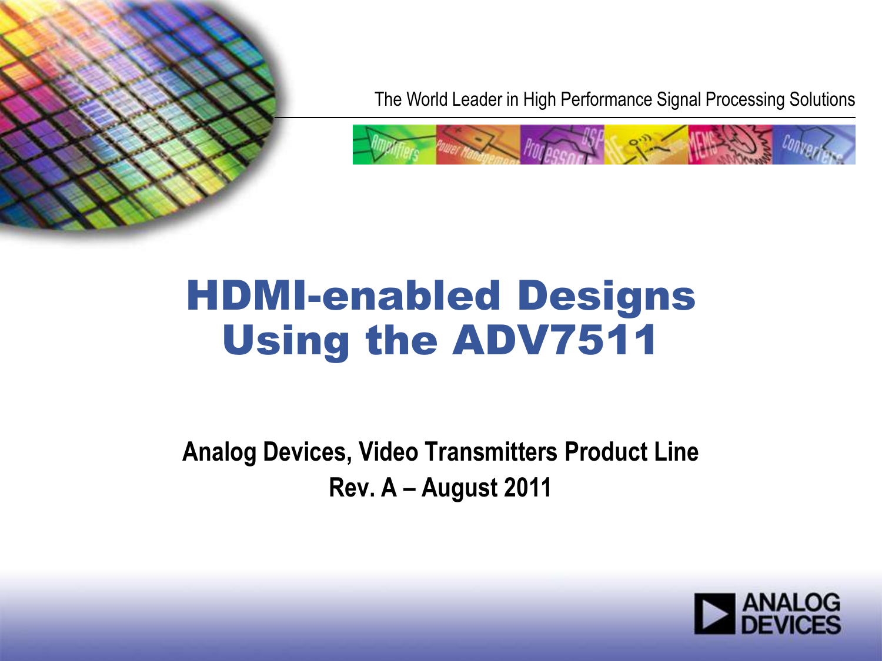The World Leader in High Performance Signal Processing Solutions

# HDMI-enabled Designs Using the ADV7511

**Analog Devices, Video Transmitters Product Line**

**Rev. A – August 2011**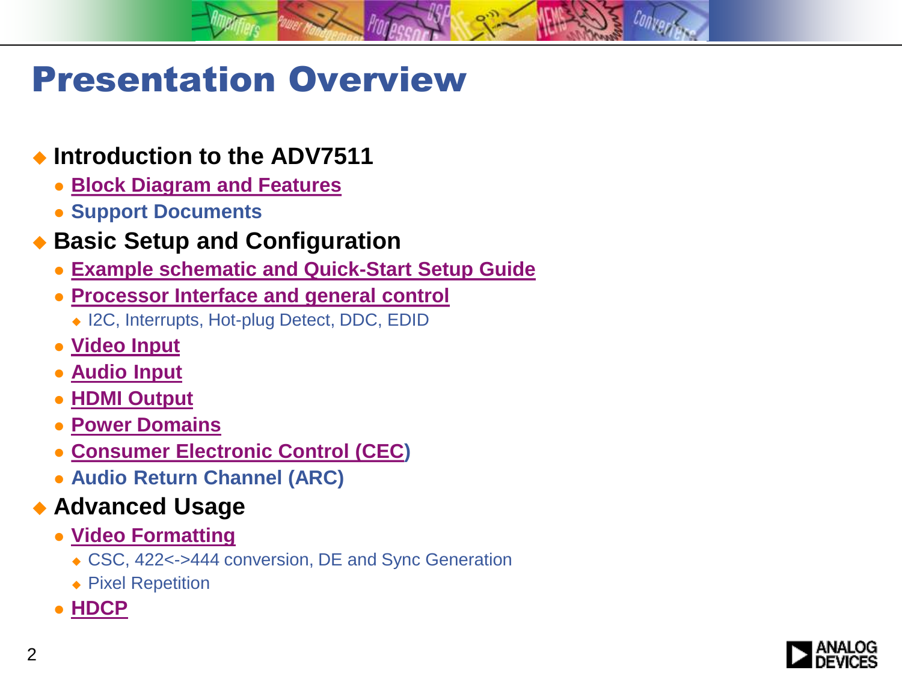# Presentation Overview

- **Introduction to the ADV7511**
  - **Block Diagram and Features**
  - **Support Documents**
- **Basic Setup and Configuration**
  - **Example schematic and Quick-Start Setup Guide**
  - **Processor Interface and general control**
    - I2C, Interrupts, Hot-plug Detect, DDC, EDID
  - **Video Input**
  - **Audio Input**
  - **HDMI Output**
  - **Power Domains**
  - **Consumer Electronic Control (CEC)**
  - **Audio Return Channel (ARC)**
- **Advanced Usage**
  - **Video Formatting**
    - CSC, 422<->444 conversion, DE and Sync Generation
    - Pixel Repetition
  - **HDCP**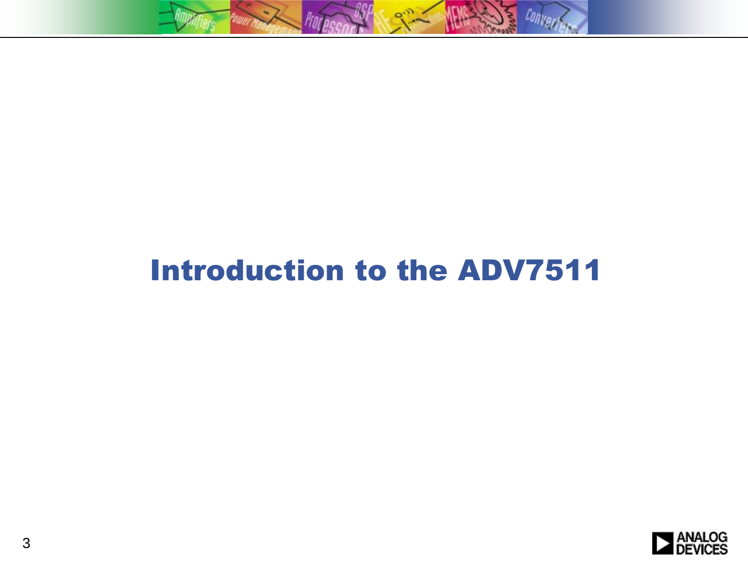# Introduction to the ADV7511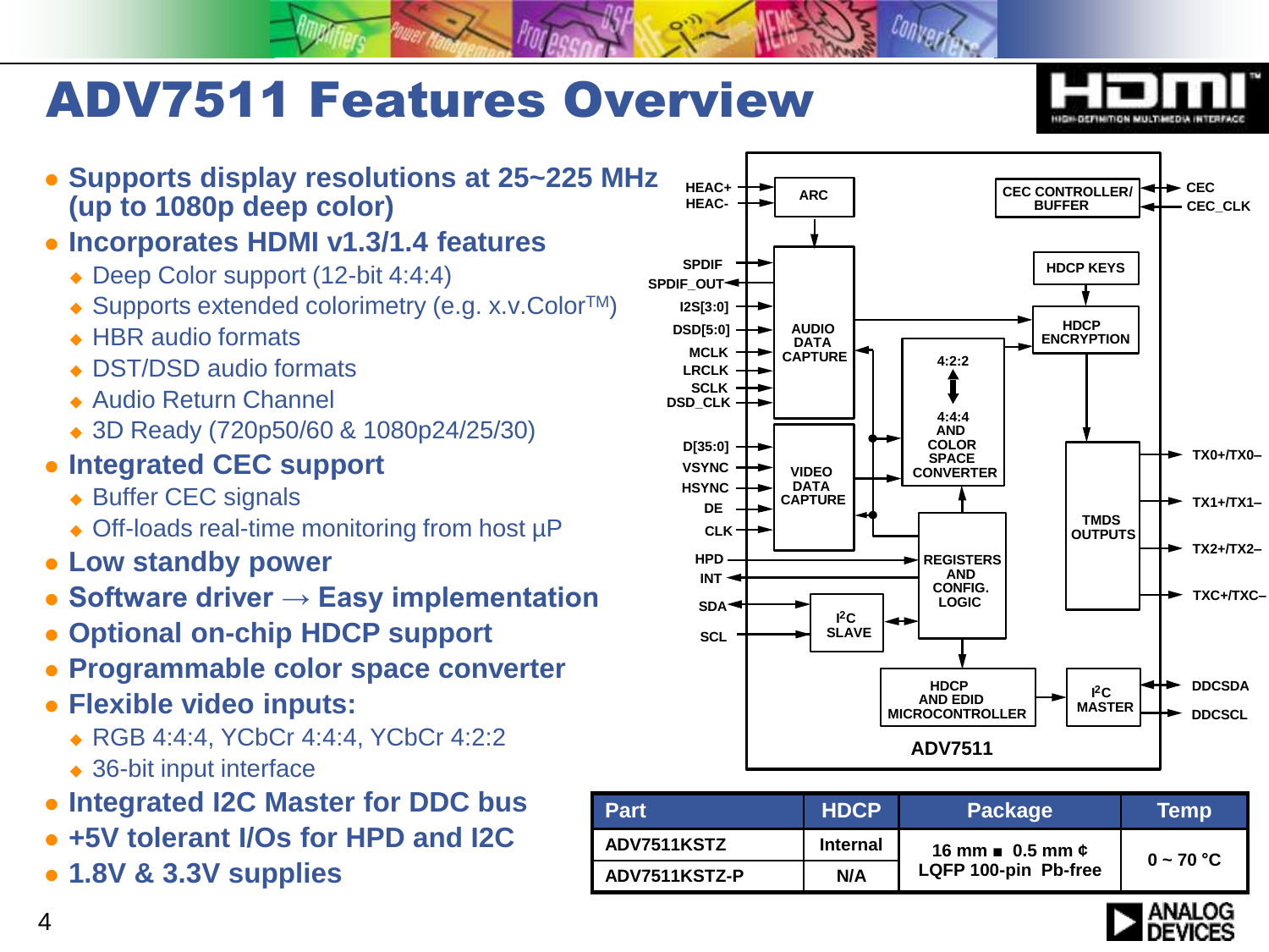# ADV7511 Features Overview

- **Supports display resolutions at 25~225 MHz (up to 1080p deep color)**
- **Incorporates HDMI v1.3/1.4 features**
  - Deep Color support (12-bit 4:4:4)
  - Supports extended colorimetry (e.g. x.v.Color™)
  - HBR audio formats
  - DST/DSD audio formats
  - Audio Return Channel
  - 3D Ready (720p50/60 & 1080p24/25/30)
- **Integrated CEC support**
  - Buffer CEC signals
  - Off-loads real-time monitoring from host µP
- **Low standby power**
- **Software driver → Easy implementation**
- **Optional on-chip HDCP support**
- **Programmable color space converter**
- **Flexible video inputs:**
  - RGB 4:4:4, YCbCr 4:4:4, YCbCr 4:2:2
  - 36-bit input interface
- **Integrated I2C Master for DDC bus**
- **+5V tolerant I/Os for HPD and I2C**
- **1.8V & 3.3V supplies**

| Part | HDCP | Package | Temp |
|---|---|---|---|
| ADV7511KSTZ | Internal | 16 mm ■ 0.5 mm ¢ LQFP 100-pin Pb-free | 0 ~ 70 °C |
| ADV7511KSTZ-P | N/A | | |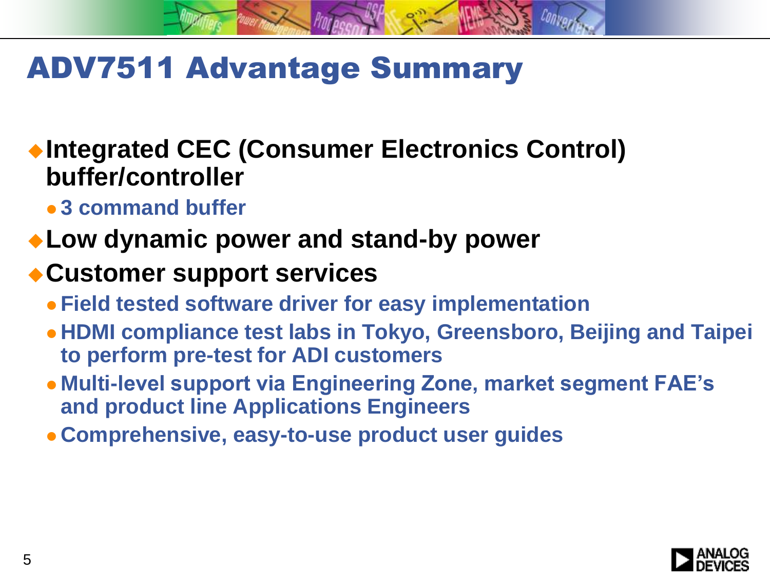# ADV7511 Advantage Summary

- **Integrated CEC (Consumer Electronics Control) buffer/controller**
  - **3 command buffer**
- **Low dynamic power and stand-by power**
- **Customer support services**
  - **Field tested software driver for easy implementation**
  - **HDMI compliance test labs in Tokyo, Greensboro, Beijing and Taipei to perform pre-test for ADI customers**
  - **Multi-level support via Engineering Zone, market segment FAE's and product line Applications Engineers**
  - **Comprehensive, easy-to-use product user guides**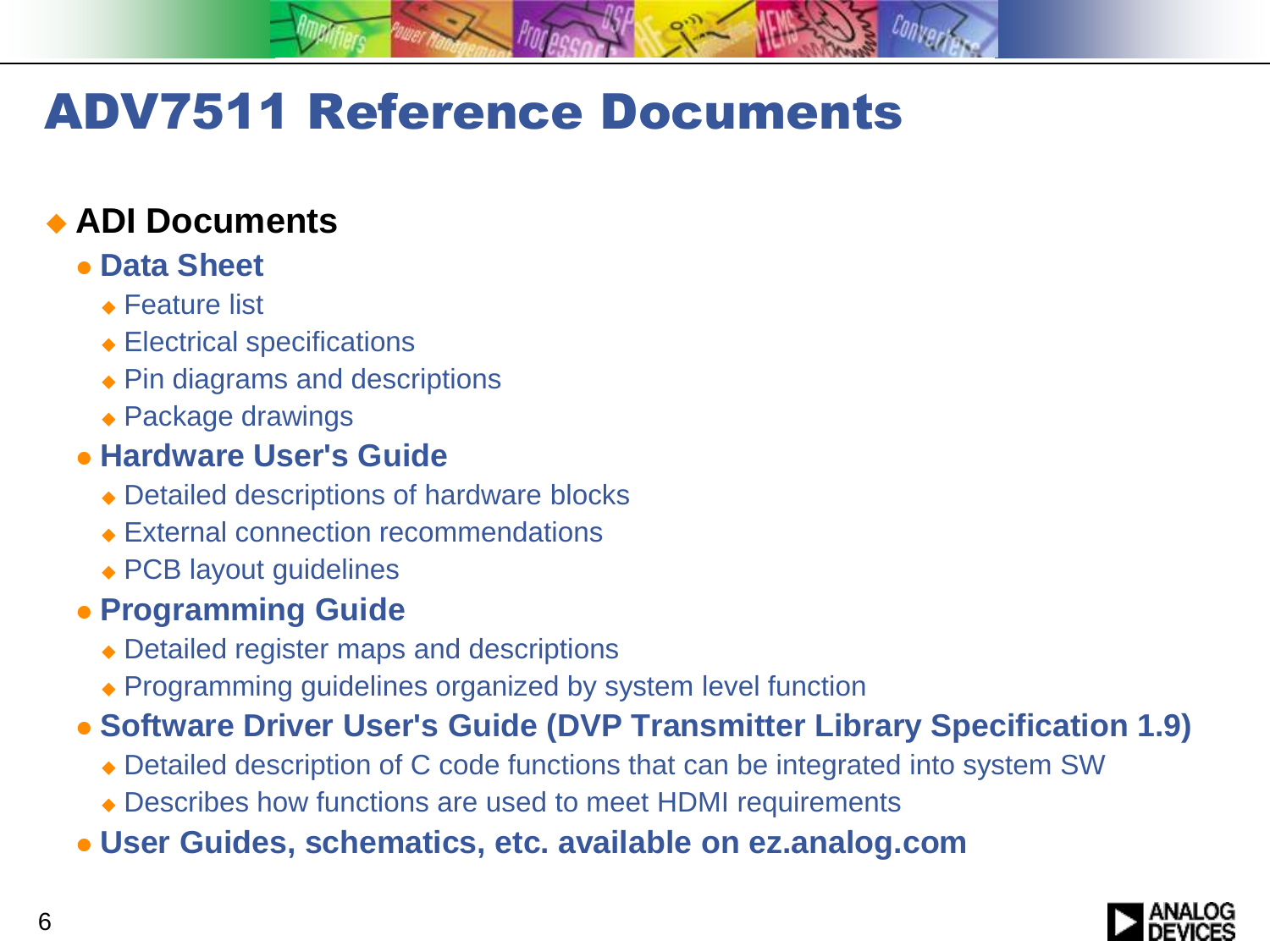# ADV7511 Reference Documents

- **ADI Documents**
  - **Data Sheet**
    - Feature list
    - Electrical specifications
    - Pin diagrams and descriptions
    - Package drawings
  - **Hardware User's Guide**
    - Detailed descriptions of hardware blocks
    - External connection recommendations
    - PCB layout guidelines
  - **Programming Guide**
    - Detailed register maps and descriptions
    - Programming guidelines organized by system level function
  - **Software Driver User's Guide (DVP Transmitter Library Specification 1.9)**
    - Detailed description of C code functions that can be integrated into system SW
    - Describes how functions are used to meet HDMI requirements
  - **User Guides, schematics, etc. available on ez.analog.com**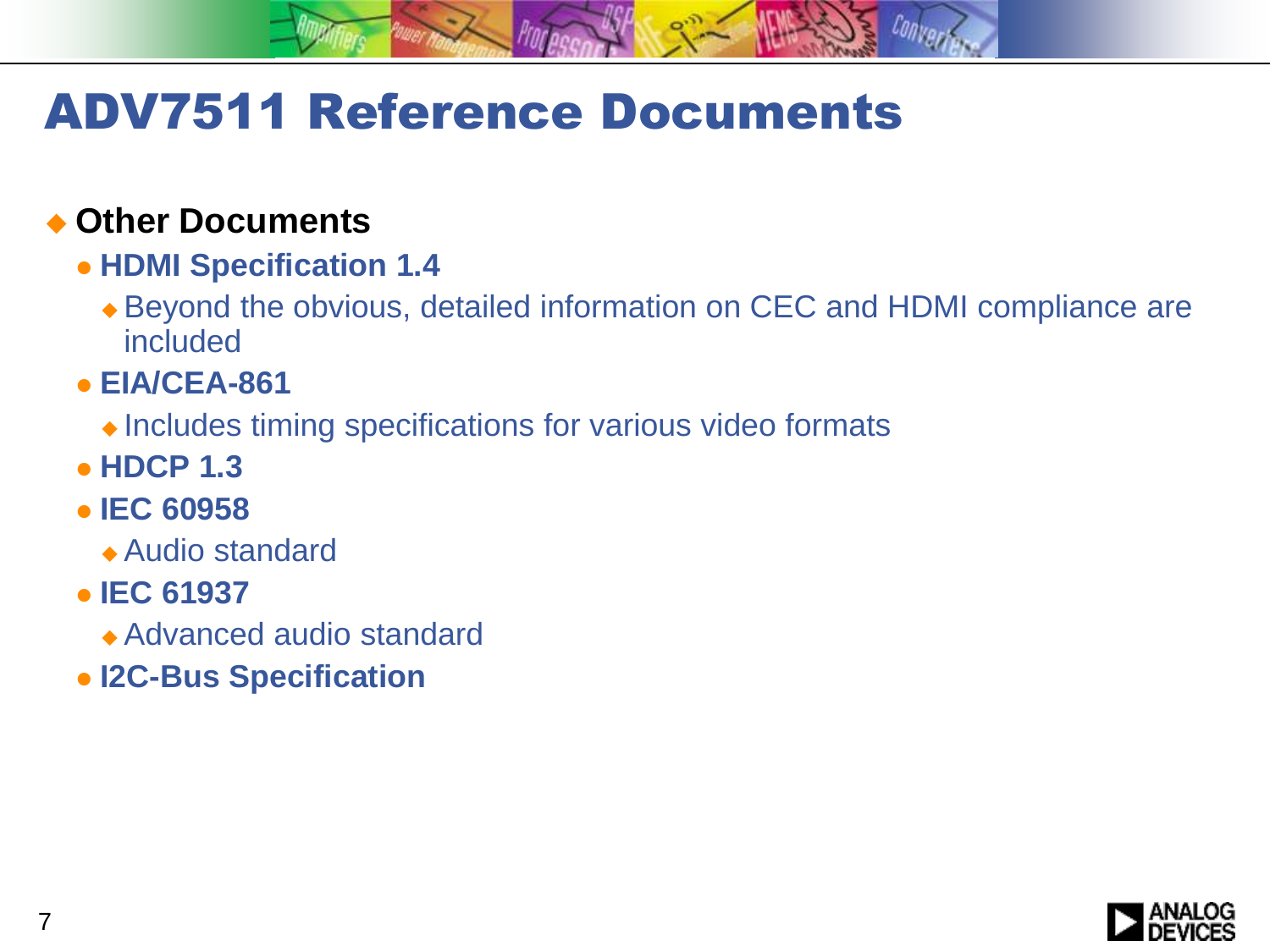# ADV7511 Reference Documents

- **Other Documents**
  - **HDMI Specification 1.4**
    - Beyond the obvious, detailed information on CEC and HDMI compliance are included
  - **EIA/CEA-861**
    - Includes timing specifications for various video formats
  - **HDCP 1.3**
  - **IEC 60958**
    - Audio standard
  - **IEC 61937**
    - Advanced audio standard
  - **I2C-Bus Specification**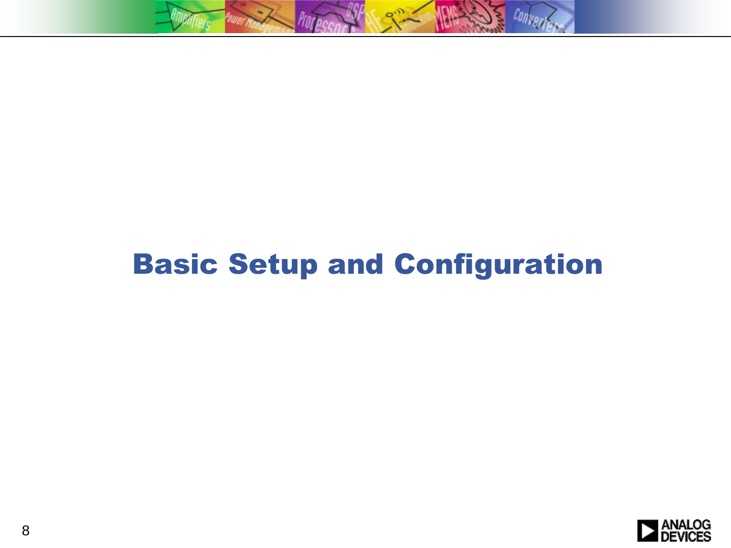# Basic Setup and Configuration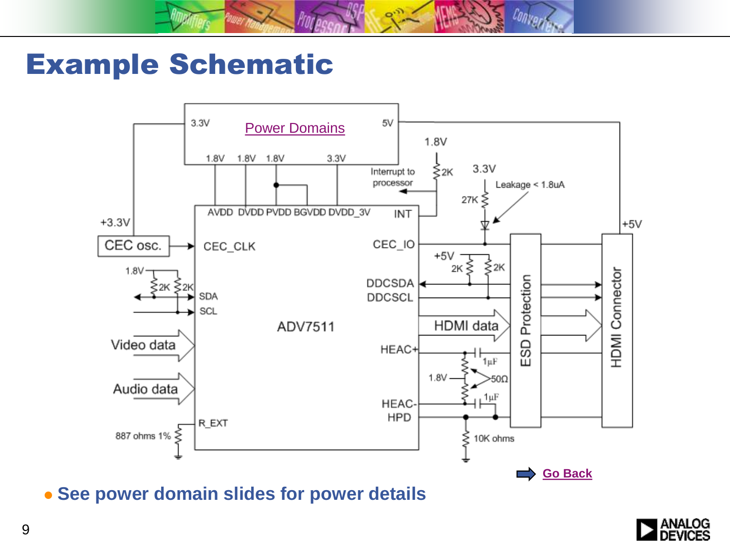# Example Schematic

Power Domains

3.3V 5V 1.8V 1.8V 1.8V 3.3V

1.8V

Interrupt to processor

2K

3.3V

Leakage < 1.8uA

27K

+3.3V

AVDD DVDD PVDD BGVDD DVDD_3V INT

+5V

CEC osc.

CEC_CLK

CEC_IO

+5V

2K 2K

1.8V

2K 2K

SDA

SCL

DDCSDA

DDCSCL

HDMI data

ESD Protection

HDMI Connector

ADV7511

Video data

Audio data

HEAC+

1μF

1.8V

50Ω

1μF

HEAC-

HPD

R_EXT

887 ohms 1%

10K ohms

Go Back

- See power domain slides for power details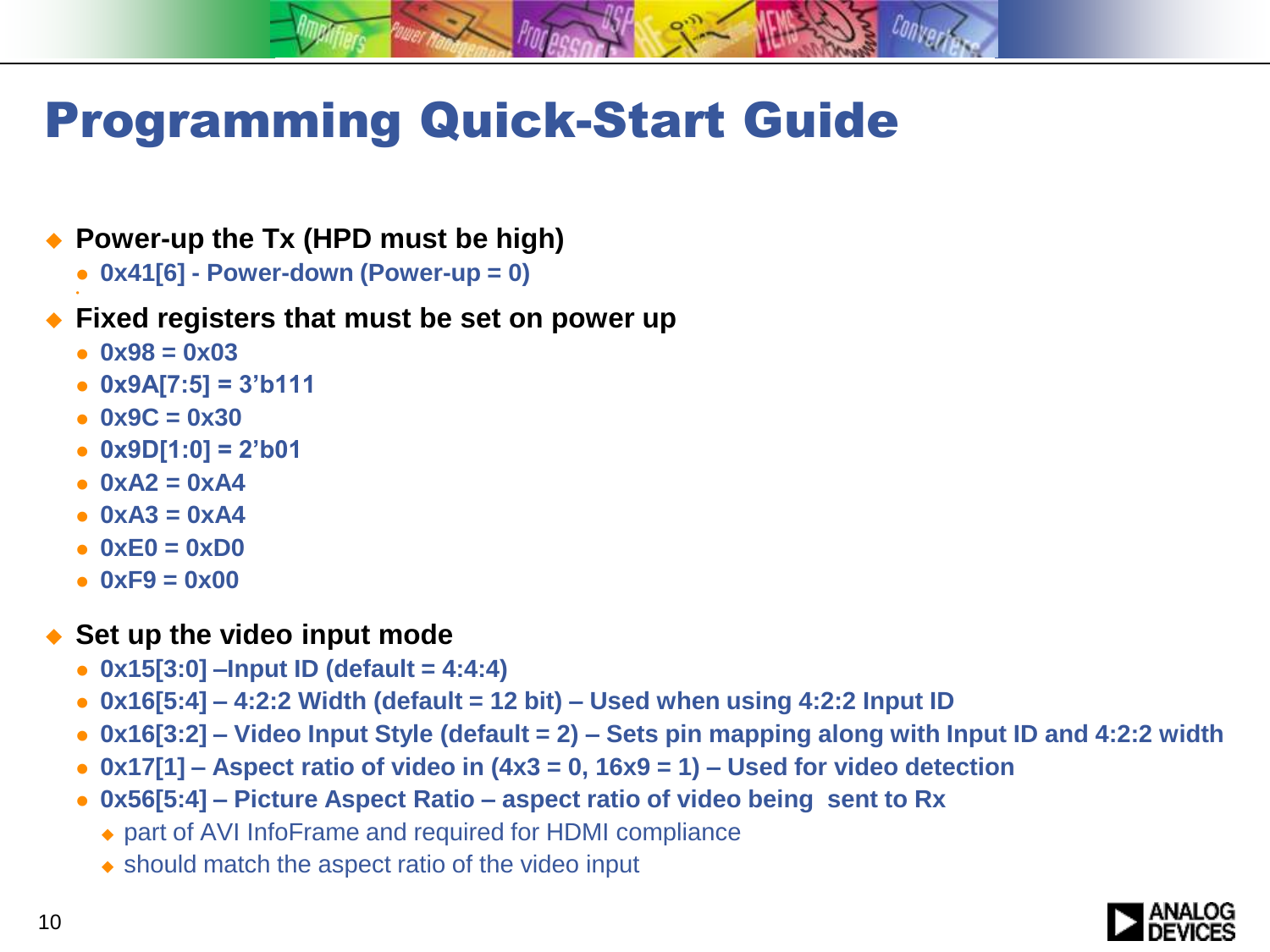# Programming Quick-Start Guide

- **Power-up the Tx (HPD must be high)**
  - **0x41[6] - Power-down (Power-up = 0)**
- **Fixed registers that must be set on power up**
  - **0x98 = 0x03**
  - **0x9A[7:5] = 3'b111**
  - **0x9C = 0x30**
  - **0x9D[1:0] = 2'b01**
  - **0xA2 = 0xA4**
  - **0xA3 = 0xA4**
  - **0xE0 = 0xD0**
  - **0xF9 = 0x00**
- **Set up the video input mode**
  - **0x15[3:0] –Input ID (default = 4:4:4)**
  - **0x16[5:4] – 4:2:2 Width (default = 12 bit) – Used when using 4:2:2 Input ID**
  - **0x16[3:2] – Video Input Style (default = 2) – Sets pin mapping along with Input ID and 4:2:2 width**
  - **0x17[1] – Aspect ratio of video in (4x3 = 0, 16x9 = 1) – Used for video detection**
  - **0x56[5:4] – Picture Aspect Ratio – aspect ratio of video being sent to Rx**
    - part of AVI InfoFrame and required for HDMI compliance
    - should match the aspect ratio of the video input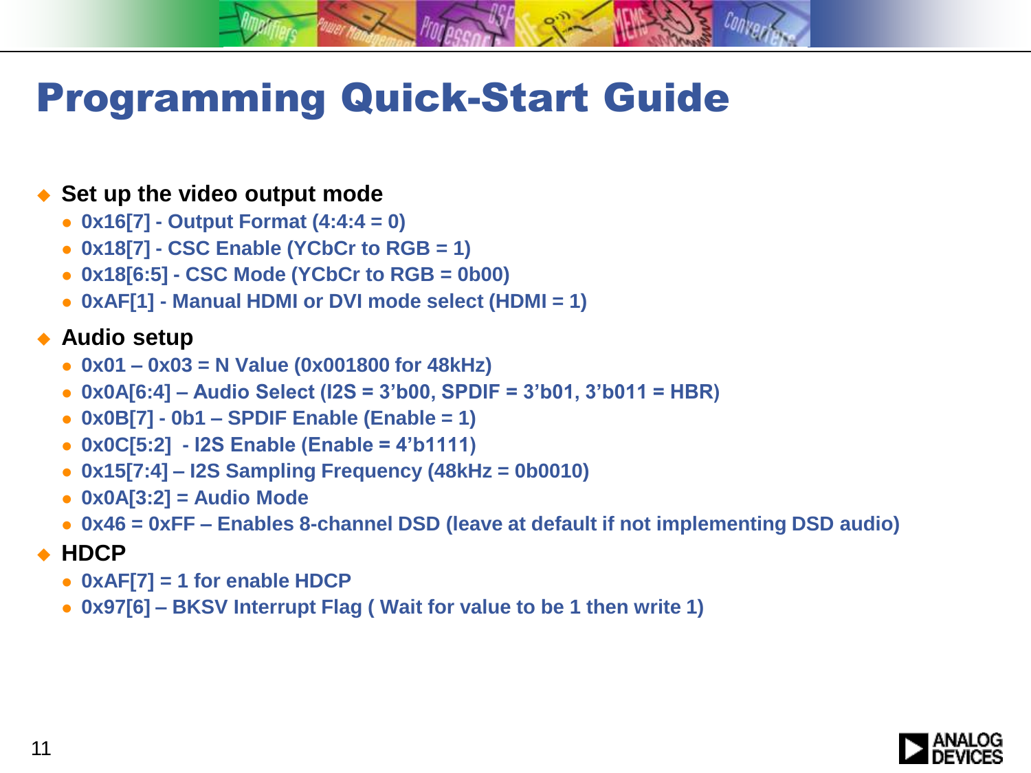# Programming Quick-Start Guide

- **Set up the video output mode**
  - **0x16[7] - Output Format (4:4:4 = 0)**
  - **0x18[7] - CSC Enable (YCbCr to RGB = 1)**
  - **0x18[6:5] - CSC Mode (YCbCr to RGB = 0b00)**
  - **0xAF[1] - Manual HDMI or DVI mode select (HDMI = 1)**
- **Audio setup**
  - **0x01 – 0x03 = N Value (0x001800 for 48kHz)**
  - **0x0A[6:4] – Audio Select (I2S = 3'b00, SPDIF = 3'b01, 3'b011 = HBR)**
  - **0x0B[7] - 0b1 – SPDIF Enable (Enable = 1)**
  - **0x0C[5:2] - I2S Enable (Enable = 4'b1111)**
  - **0x15[7:4] – I2S Sampling Frequency (48kHz = 0b0010)**
  - **0x0A[3:2] = Audio Mode**
  - **0x46 = 0xFF – Enables 8-channel DSD (leave at default if not implementing DSD audio)**
- **HDCP**
  - **0xAF[7] = 1 for enable HDCP**
  - **0x97[6] – BKSV Interrupt Flag ( Wait for value to be 1 then write 1)**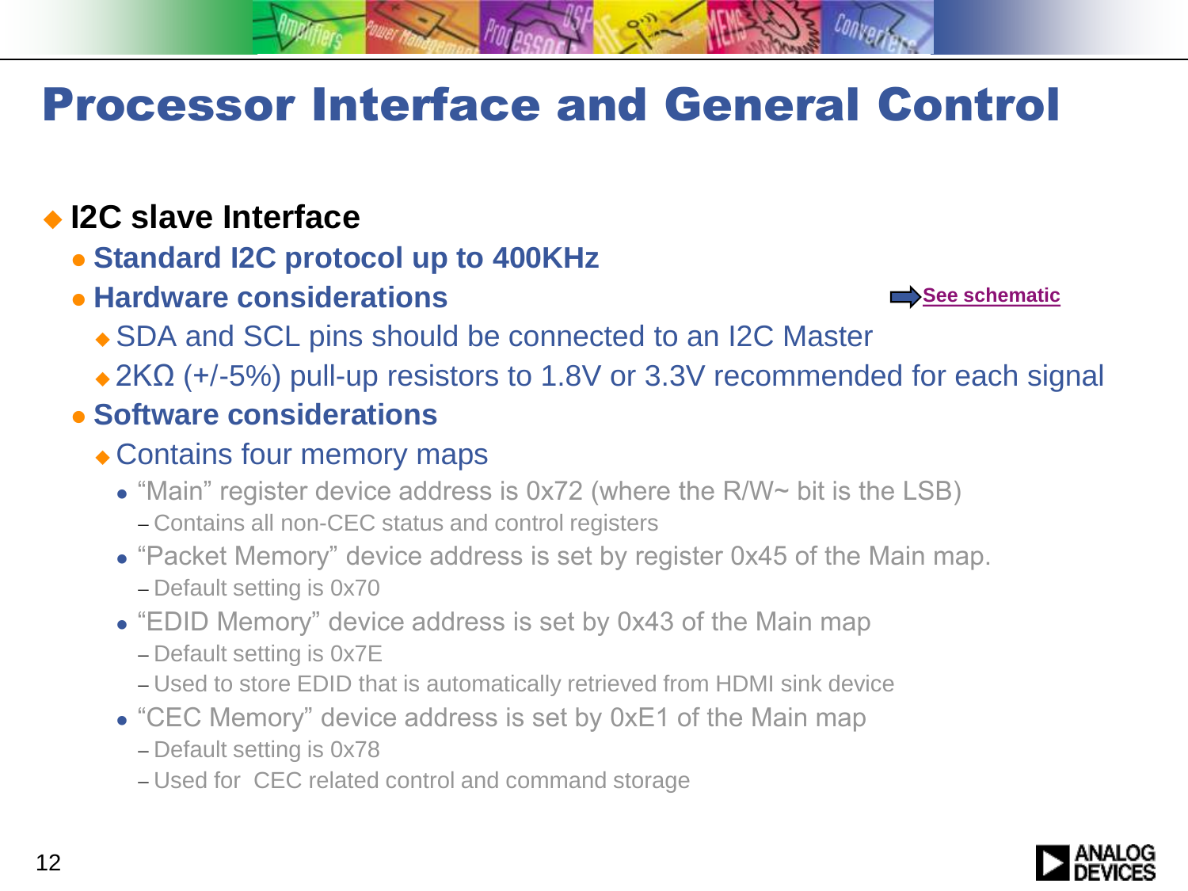# Processor Interface and General Control

- **I2C slave Interface**
  - **Standard I2C protocol up to 400KHz**
  - **Hardware considerations** — See schematic
    - SDA and SCL pins should be connected to an I2C Master
    - 2KΩ (+/-5%) pull-up resistors to 1.8V or 3.3V recommended for each signal
  - **Software considerations**
    - Contains four memory maps
      - "Main" register device address is 0x72 (where the R/W~ bit is the LSB)
        - Contains all non-CEC status and control registers
      - "Packet Memory" device address is set by register 0x45 of the Main map.
        - Default setting is 0x70
      - "EDID Memory" device address is set by 0x43 of the Main map
        - Default setting is 0x7E
        - Used to store EDID that is automatically retrieved from HDMI sink device
      - "CEC Memory" device address is set by 0xE1 of the Main map
        - Default setting is 0x78
        - Used for CEC related control and command storage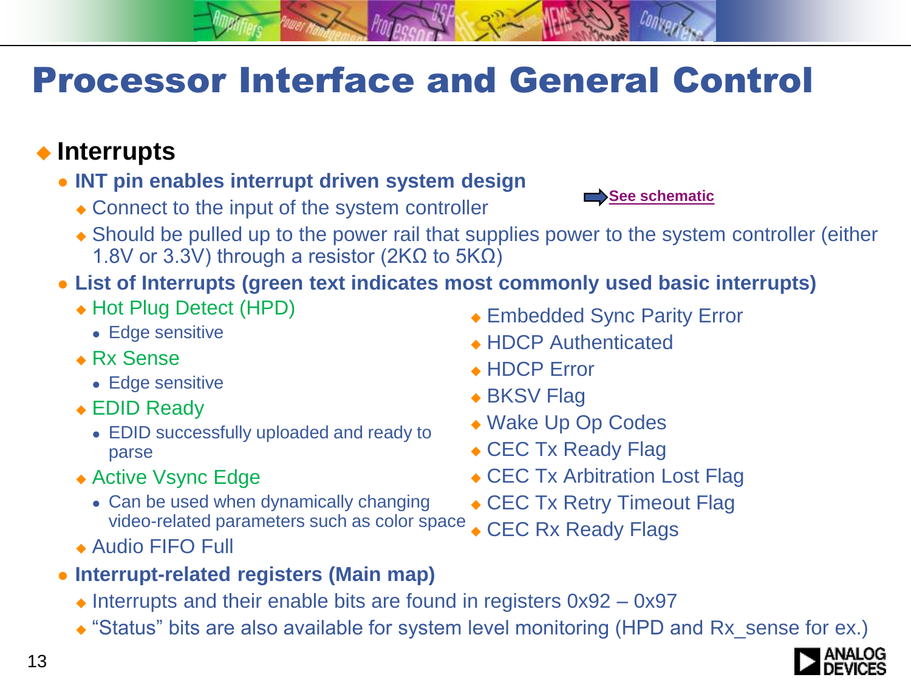# Processor Interface and General Control

- **Interrupts**
  - **INT pin enables interrupt driven system design**
    - Connect to the input of the system controller
    - Should be pulled up to the power rail that supplies power to the system controller (either 1.8V or 3.3V) through a resistor (2KΩ to 5KΩ)

    **See schematic**
  - **List of Interrupts (green text indicates most commonly used basic interrupts)**
    - Hot Plug Detect (HPD)
      - Edge sensitive
    - Rx Sense
      - Edge sensitive
    - EDID Ready
      - EDID successfully uploaded and ready to parse
    - Active Vsync Edge
      - Can be used when dynamically changing video-related parameters such as color space
    - Audio FIFO Full
    - Embedded Sync Parity Error
    - HDCP Authenticated
    - HDCP Error
    - BKSV Flag
    - Wake Up Op Codes
    - CEC Tx Ready Flag
    - CEC Tx Arbitration Lost Flag
    - CEC Tx Retry Timeout Flag
    - CEC Rx Ready Flags
  - **Interrupt-related registers (Main map)**
    - Interrupts and their enable bits are found in registers 0x92 – 0x97
    - “Status” bits are also available for system level monitoring (HPD and Rx_sense for ex.)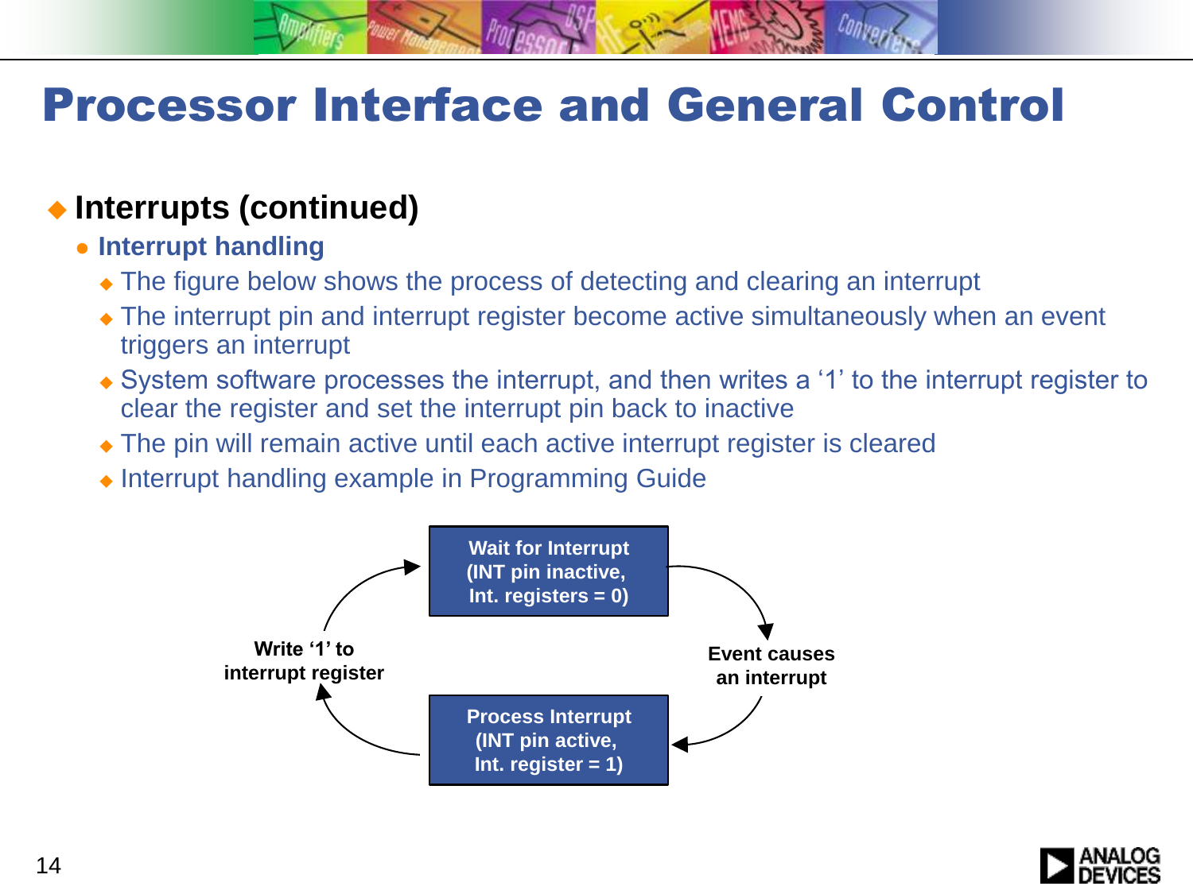# Processor Interface and General Control

- **Interrupts (continued)**
  - **Interrupt handling**
    - The figure below shows the process of detecting and clearing an interrupt
    - The interrupt pin and interrupt register become active simultaneously when an event triggers an interrupt
    - System software processes the interrupt, and then writes a '1' to the interrupt register to clear the register and set the interrupt pin back to inactive
    - The pin will remain active until each active interrupt register is cleared
    - Interrupt handling example in Programming Guide

**Wait for Interrupt (INT pin inactive, Int. registers = 0)**

→ **Event causes an interrupt** →

**Process Interrupt (INT pin active, Int. register = 1)**

→ **Write '1' to interrupt register** →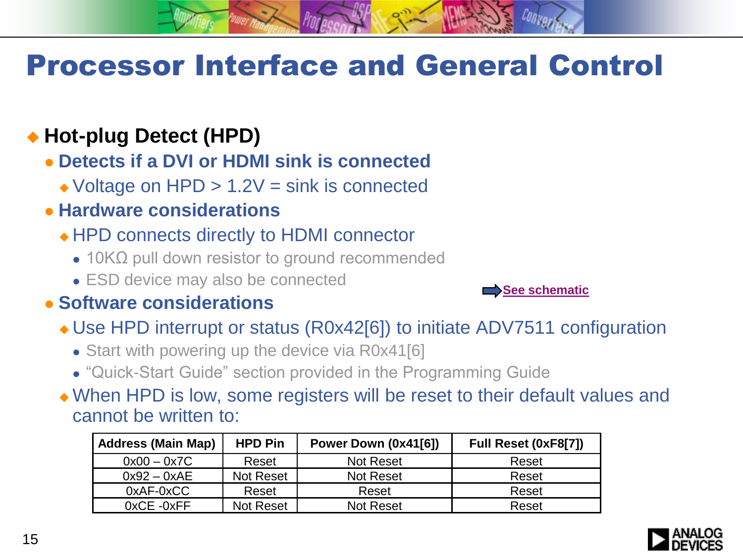# Processor Interface and General Control

- **Hot-plug Detect (HPD)**
  - **Detects if a DVI or HDMI sink is connected**
    - Voltage on HPD > 1.2V = sink is connected
  - **Hardware considerations**
    - HPD connects directly to HDMI connector
      - 10KΩ pull down resistor to ground recommended
      - ESD device may also be connected
  - **Software considerations**
    - Use HPD interrupt or status (R0x42[6]) to initiate ADV7511 configuration
      - Start with powering up the device via R0x41[6]
      - "Quick-Start Guide" section provided in the Programming Guide
    - When HPD is low, some registers will be reset to their default values and cannot be written to:

See schematic

| Address (Main Map) | HPD Pin | Power Down (0x41[6]) | Full Reset (0xF8[7]) |
|---|---|---|---|
| 0x00 – 0x7C | Reset | Not Reset | Reset |
| 0x92 – 0xAE | Not Reset | Not Reset | Reset |
| 0xAF-0xCC | Reset | Reset | Reset |
| 0xCE -0xFF | Not Reset | Not Reset | Reset |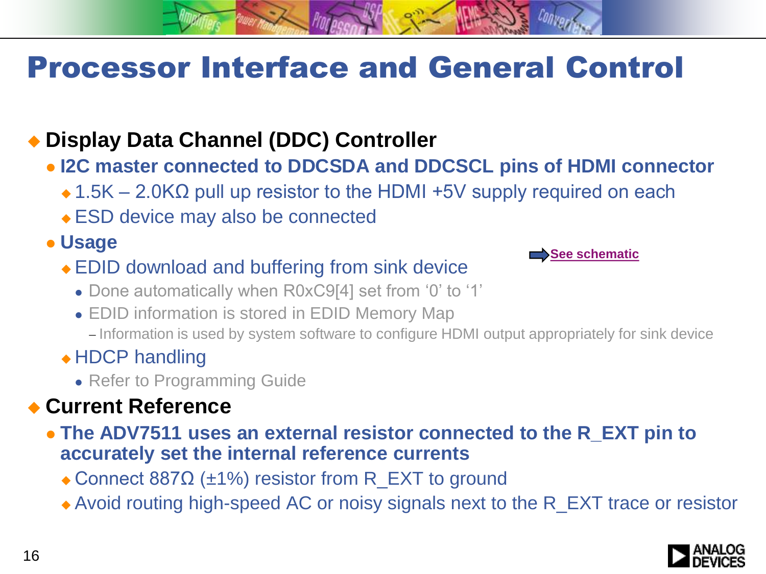# Processor Interface and General Control

- **Display Data Channel (DDC) Controller**
  - **I2C master connected to DDCSDA and DDCSCL pins of HDMI connector**
    - 1.5K – 2.0KΩ pull up resistor to the HDMI +5V supply required on each
    - ESD device may also be connected
  - **Usage**
    - EDID download and buffering from sink device
      - Done automatically when R0xC9[4] set from '0' to '1'
      - EDID information is stored in EDID Memory Map
        - Information is used by system software to configure HDMI output appropriately for sink device
    - HDCP handling
      - Refer to Programming Guide

**See schematic**

- **Current Reference**
  - **The ADV7511 uses an external resistor connected to the R_EXT pin to accurately set the internal reference currents**
    - Connect 887Ω (±1%) resistor from R_EXT to ground
    - Avoid routing high-speed AC or noisy signals next to the R_EXT trace or resistor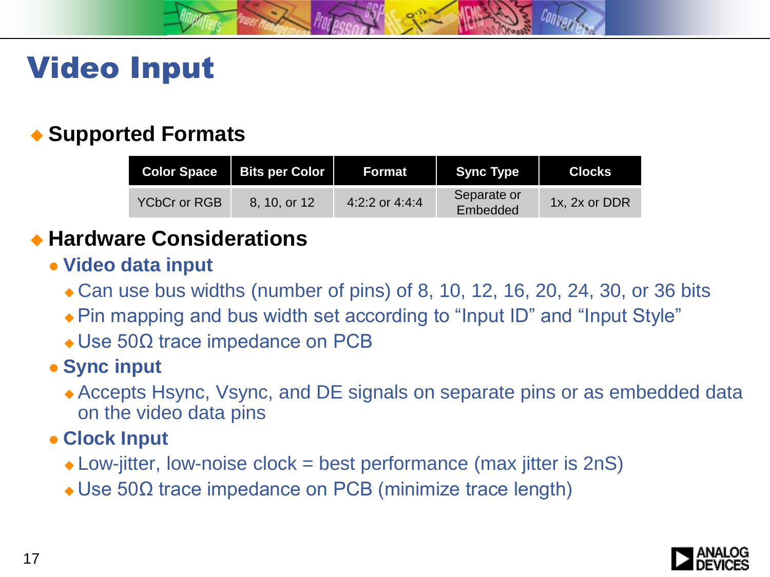# Video Input

- **Supported Formats**

| Color Space | Bits per Color | Format | Sync Type | Clocks |
|---|---|---|---|---|
| YCbCr or RGB | 8, 10, or 12 | 4:2:2 or 4:4:4 | Separate or Embedded | 1x, 2x or DDR |

- **Hardware Considerations**
  - **Video data input**
    - Can use bus widths (number of pins) of 8, 10, 12, 16, 20, 24, 30, or 36 bits
    - Pin mapping and bus width set according to "Input ID" and "Input Style"
    - Use 50Ω trace impedance on PCB
  - **Sync input**
    - Accepts Hsync, Vsync, and DE signals on separate pins or as embedded data on the video data pins
  - **Clock Input**
    - Low-jitter, low-noise clock = best performance (max jitter is 2nS)
    - Use 50Ω trace impedance on PCB (minimize trace length)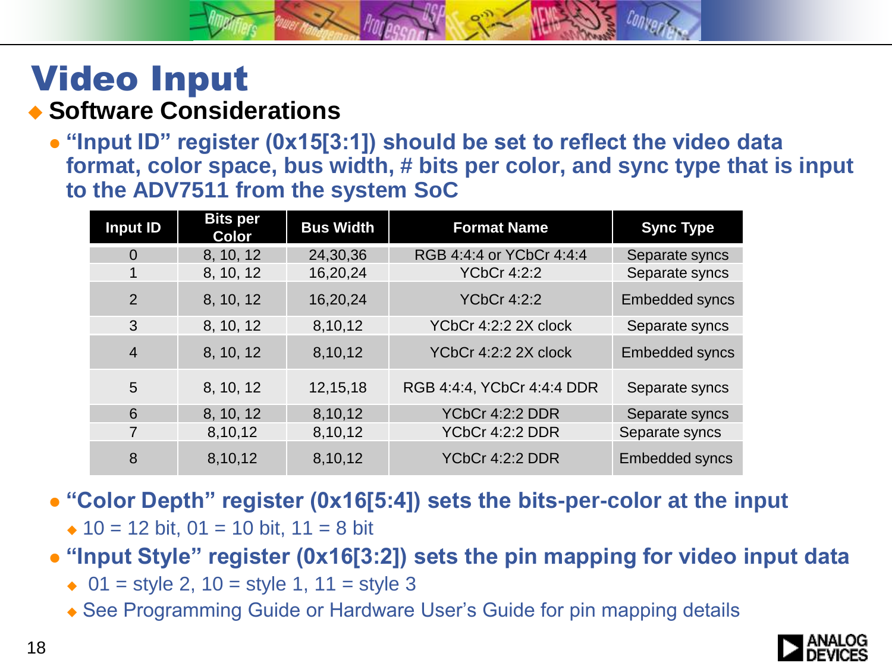# Video Input

## Software Considerations

- **"Input ID" register (0x15[3:1]) should be set to reflect the video data format, color space, bus width, # bits per color, and sync type that is input to the ADV7511 from the system SoC**

| Input ID | Bits per Color | Bus Width | Format Name | Sync Type |
|---|---|---|---|---|
| 0 | 8, 10, 12 | 24,30,36 | RGB 4:4:4 or YCbCr 4:4:4 | Separate syncs |
| 1 | 8, 10, 12 | 16,20,24 | YCbCr 4:2:2 | Separate syncs |
| 2 | 8, 10, 12 | 16,20,24 | YCbCr 4:2:2 | Embedded syncs |
| 3 | 8, 10, 12 | 8,10,12 | YCbCr 4:2:2 2X clock | Separate syncs |
| 4 | 8, 10, 12 | 8,10,12 | YCbCr 4:2:2 2X clock | Embedded syncs |
| 5 | 8, 10, 12 | 12,15,18 | RGB 4:4:4, YCbCr 4:4:4 DDR | Separate syncs |
| 6 | 8, 10, 12 | 8,10,12 | YCbCr 4:2:2 DDR | Separate syncs |
| 7 | 8,10,12 | 8,10,12 | YCbCr 4:2:2 DDR | Separate syncs |
| 8 | 8,10,12 | 8,10,12 | YCbCr 4:2:2 DDR | Embedded syncs |

- **"Color Depth" register (0x16[5:4]) sets the bits-per-color at the input**
  - 10 = 12 bit, 01 = 10 bit, 11 = 8 bit
- **"Input Style" register (0x16[3:2]) sets the pin mapping for video input data**
  - 01 = style 2, 10 = style 1, 11 = style 3
  - See Programming Guide or Hardware User's Guide for pin mapping details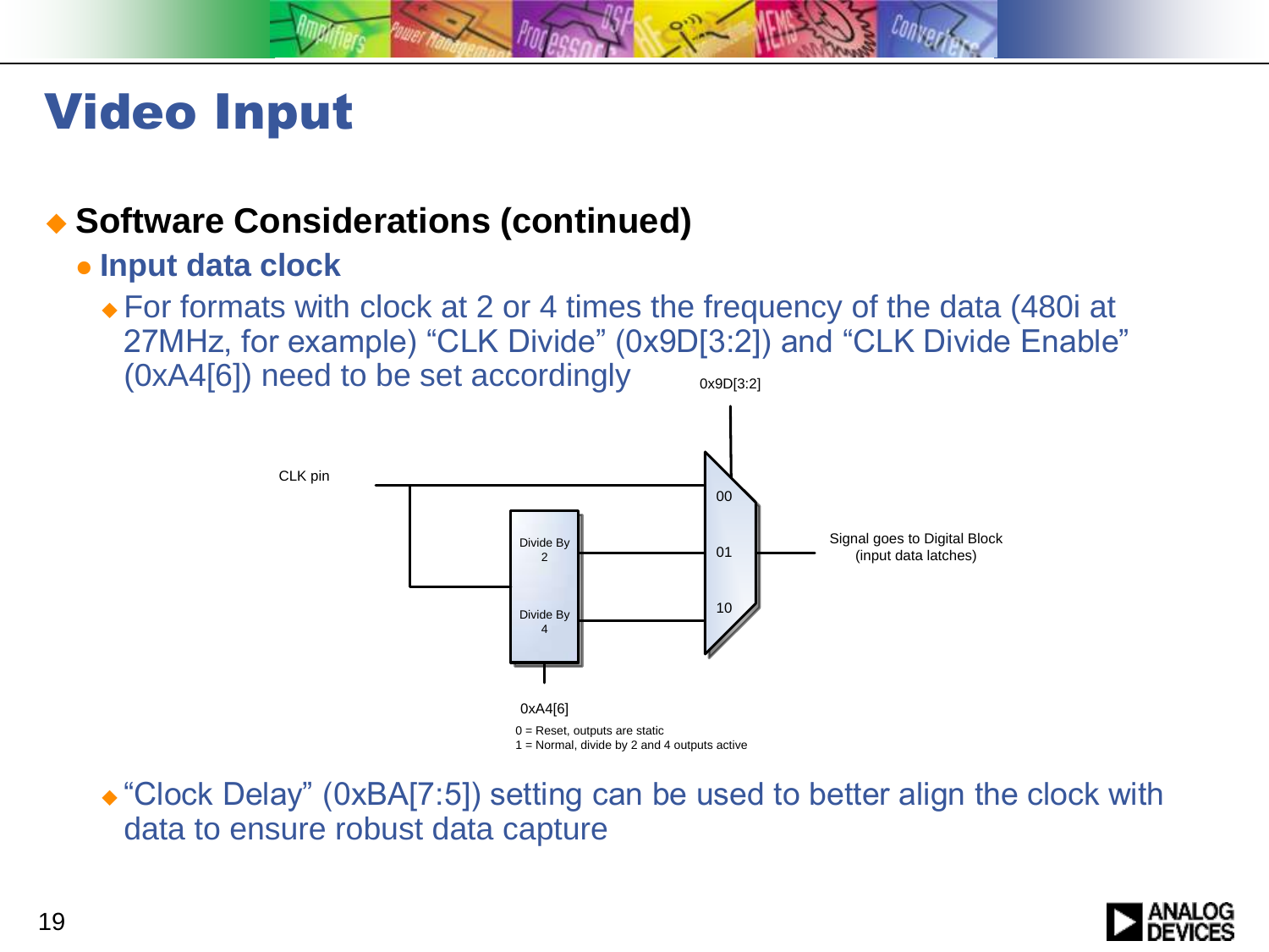# Video Input

- **Software Considerations (continued)**
  - **Input data clock**
    - For formats with clock at 2 or 4 times the frequency of the data (480i at 27MHz, for example) “CLK Divide” (0x9D[3:2]) and “CLK Divide Enable” (0xA4[6]) need to be set accordingly

0x9D[3:2]

CLK pin

Divide By 2

Divide By 4

00

01

10

Signal goes to Digital Block (input data latches)

0xA4[6]

0 = Reset, outputs are static
1 = Normal, divide by 2 and 4 outputs active

    - “Clock Delay” (0xBA[7:5]) setting can be used to better align the clock with data to ensure robust data capture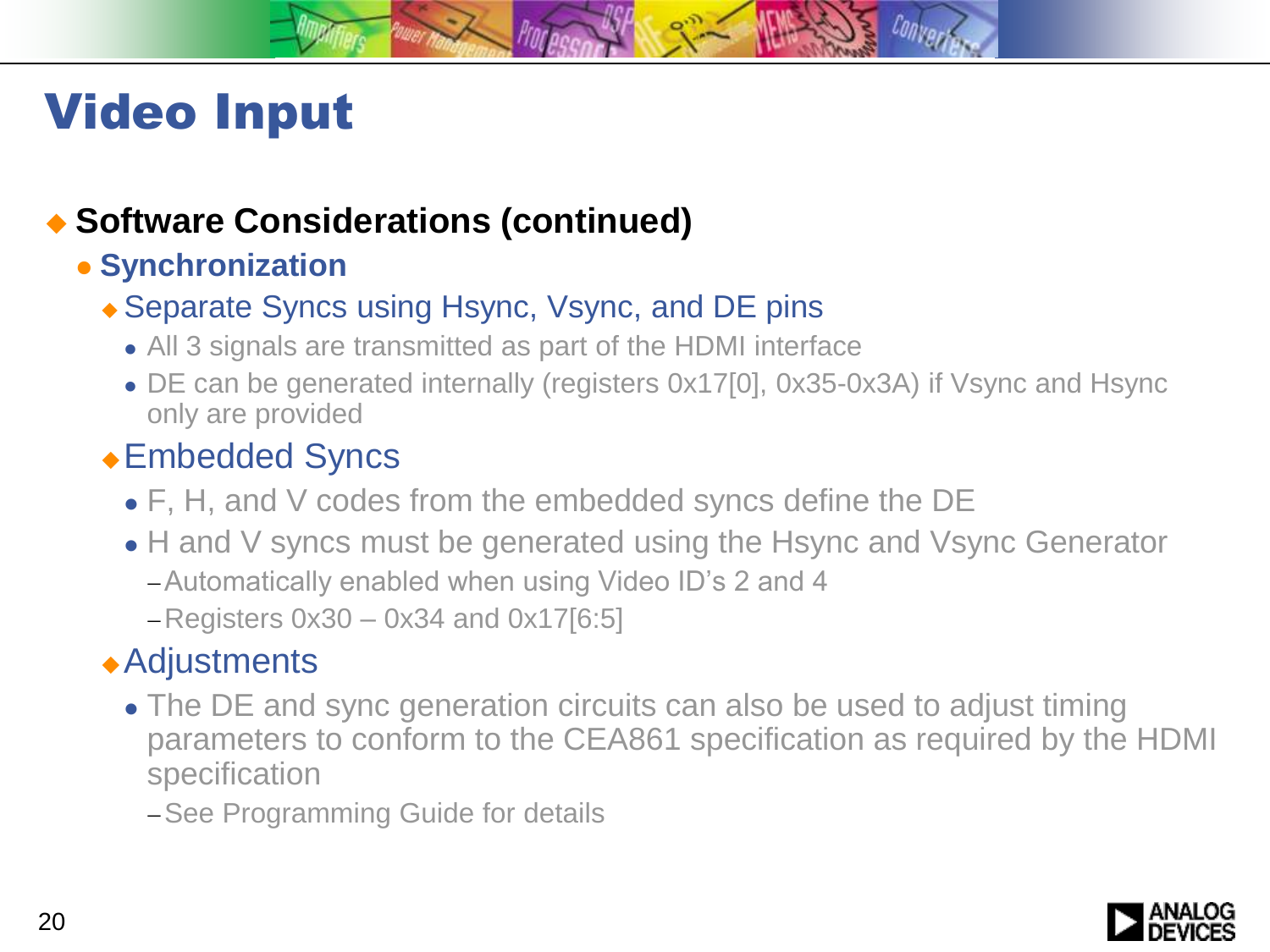# Video Input

- **Software Considerations (continued)**
  - **Synchronization**
    - Separate Syncs using Hsync, Vsync, and DE pins
      - All 3 signals are transmitted as part of the HDMI interface
      - DE can be generated internally (registers 0x17[0], 0x35-0x3A) if Vsync and Hsync only are provided
    - Embedded Syncs
      - F, H, and V codes from the embedded syncs define the DE
      - H and V syncs must be generated using the Hsync and Vsync Generator
        - Automatically enabled when using Video ID's 2 and 4
        - Registers 0x30 – 0x34 and 0x17[6:5]
    - Adjustments
      - The DE and sync generation circuits can also be used to adjust timing parameters to conform to the CEA861 specification as required by the HDMI specification
        - See Programming Guide for details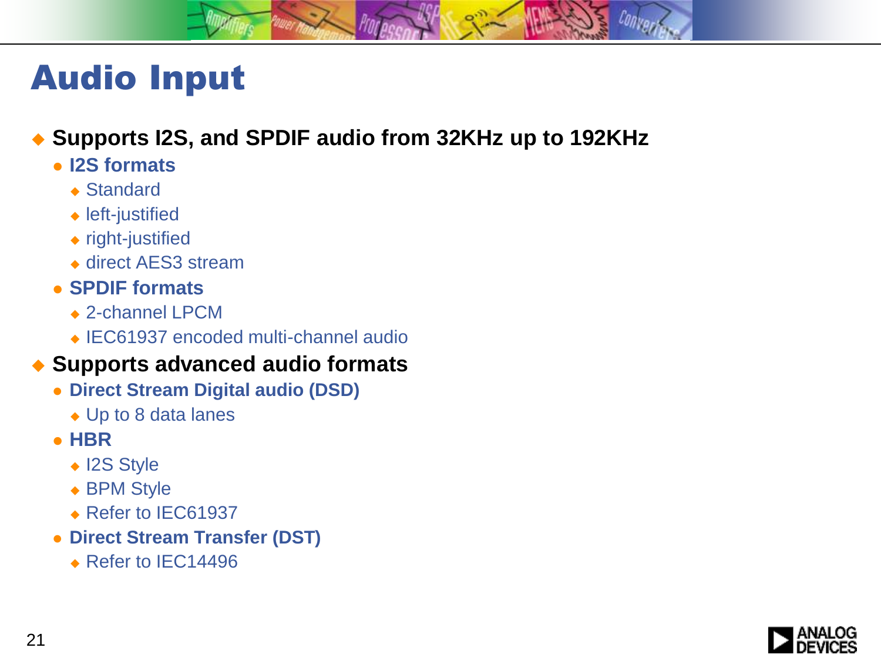# Audio Input

- **Supports I2S, and SPDIF audio from 32KHz up to 192KHz**
  - **I2S formats**
    - Standard
    - left-justified
    - right-justified
    - direct AES3 stream
  - **SPDIF formats**
    - 2-channel LPCM
    - IEC61937 encoded multi-channel audio
- **Supports advanced audio formats**
  - **Direct Stream Digital audio (DSD)**
    - Up to 8 data lanes
  - **HBR**
    - I2S Style
    - BPM Style
    - Refer to IEC61937
  - **Direct Stream Transfer (DST)**
    - Refer to IEC14496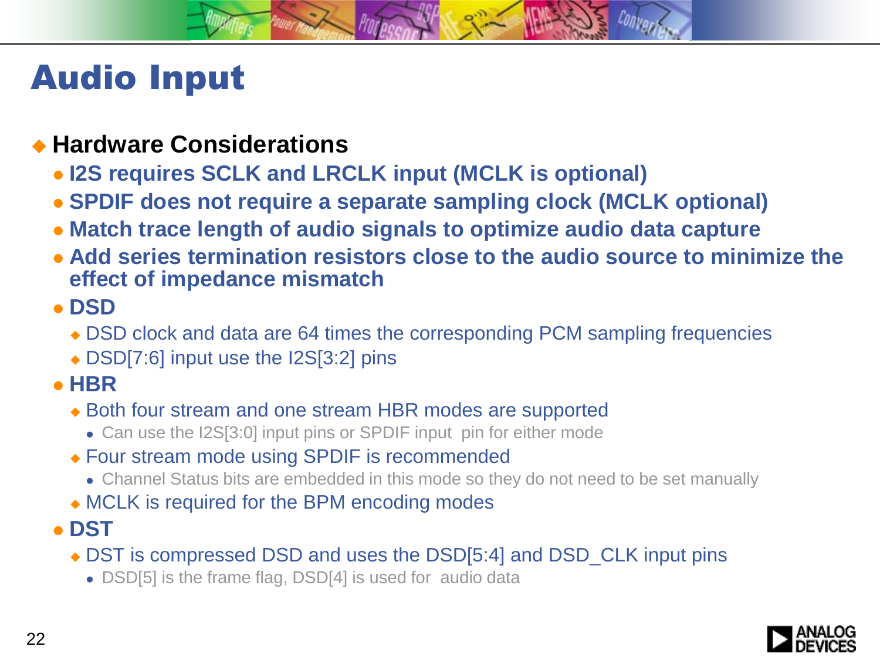# Audio Input

- **Hardware Considerations**
  - **I2S requires SCLK and LRCLK input (MCLK is optional)**
  - **SPDIF does not require a separate sampling clock (MCLK optional)**
  - **Match trace length of audio signals to optimize audio data capture**
  - **Add series termination resistors close to the audio source to minimize the effect of impedance mismatch**
  - **DSD**
    - DSD clock and data are 64 times the corresponding PCM sampling frequencies
    - DSD[7:6] input use the I2S[3:2] pins
  - **HBR**
    - Both four stream and one stream HBR modes are supported
      - Can use the I2S[3:0] input pins or SPDIF input pin for either mode
    - Four stream mode using SPDIF is recommended
      - Channel Status bits are embedded in this mode so they do not need to be set manually
    - MCLK is required for the BPM encoding modes
  - **DST**
    - DST is compressed DSD and uses the DSD[5:4] and DSD_CLK input pins
      - DSD[5] is the frame flag, DSD[4] is used for audio data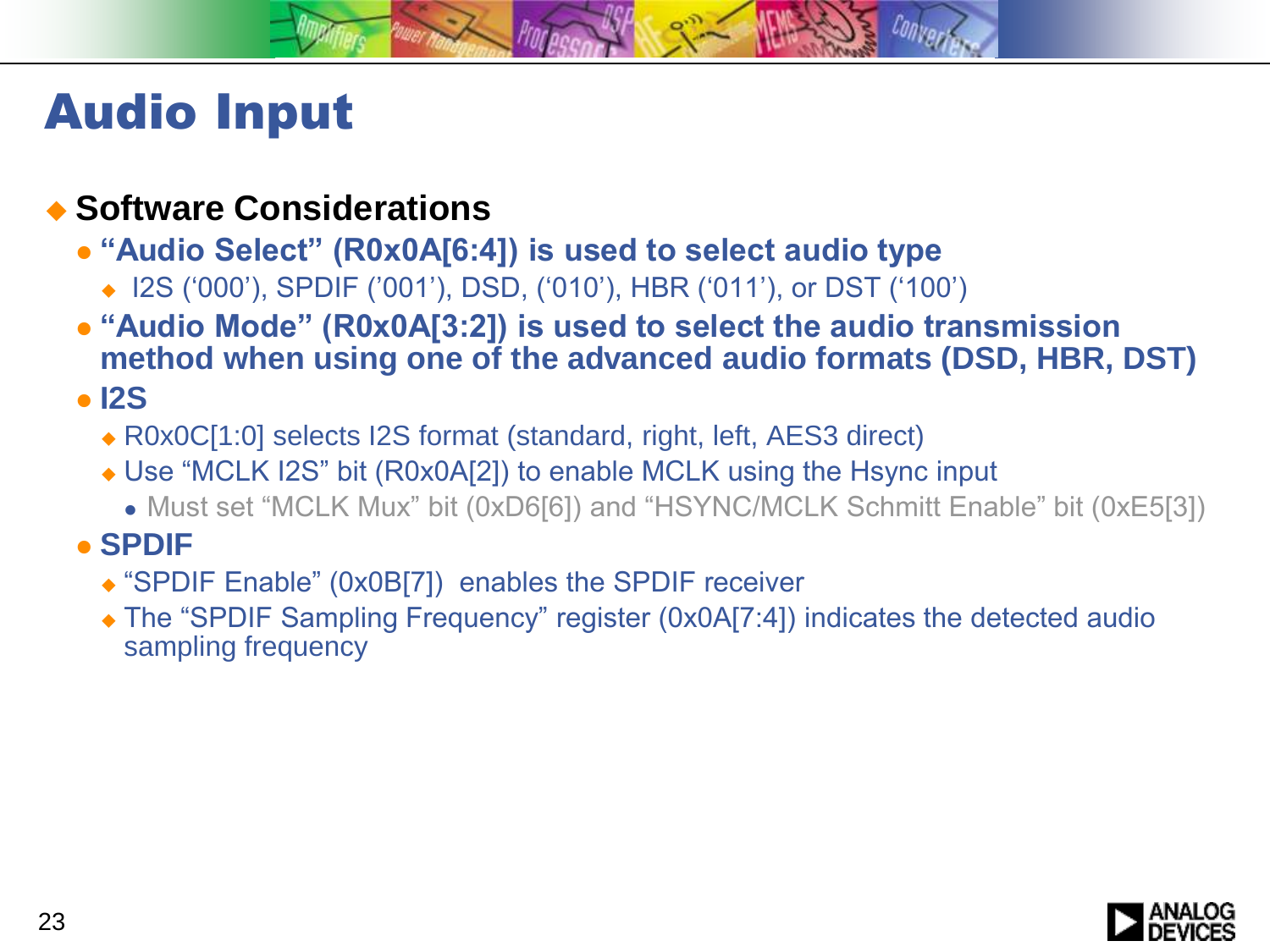# Audio Input

- **Software Considerations**
  - **“Audio Select” (R0x0A[6:4]) is used to select audio type**
    - I2S (‘000’), SPDIF (’001’), DSD, (‘010’), HBR (‘011’), or DST (‘100’)
  - **“Audio Mode” (R0x0A[3:2]) is used to select the audio transmission method when using one of the advanced audio formats (DSD, HBR, DST)**
  - **I2S**
    - R0x0C[1:0] selects I2S format (standard, right, left, AES3 direct)
    - Use “MCLK I2S” bit (R0x0A[2]) to enable MCLK using the Hsync input
      - Must set “MCLK Mux” bit (0xD6[6]) and “HSYNC/MCLK Schmitt Enable” bit (0xE5[3])
  - **SPDIF**
    - “SPDIF Enable” (0x0B[7]) enables the SPDIF receiver
    - The “SPDIF Sampling Frequency” register (0x0A[7:4]) indicates the detected audio sampling frequency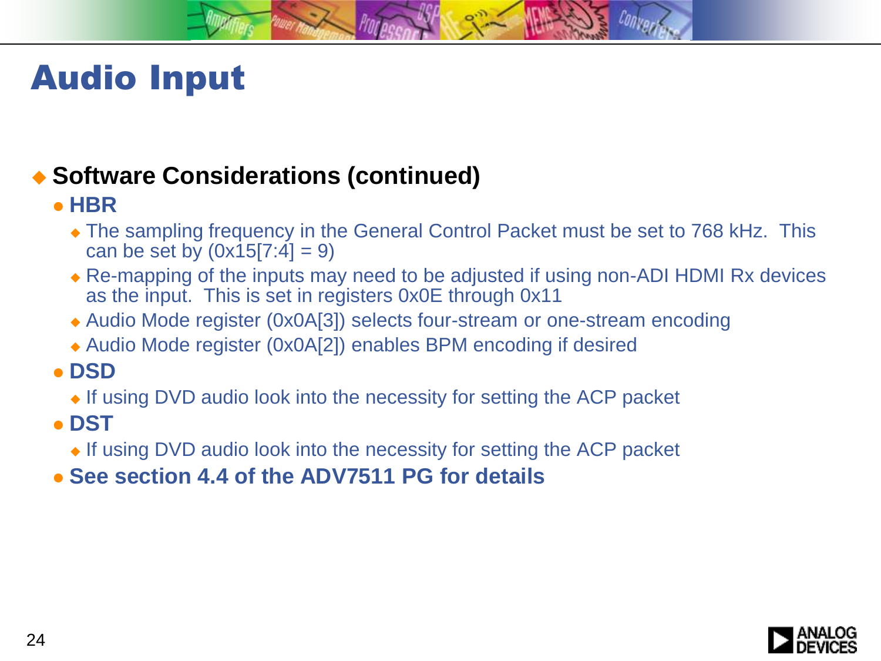# Audio Input

- **Software Considerations (continued)**
  - **HBR**
    - The sampling frequency in the General Control Packet must be set to 768 kHz. This can be set by (0x15[7:4] = 9)
    - Re-mapping of the inputs may need to be adjusted if using non-ADI HDMI Rx devices as the input. This is set in registers 0x0E through 0x11
    - Audio Mode register (0x0A[3]) selects four-stream or one-stream encoding
    - Audio Mode register (0x0A[2]) enables BPM encoding if desired
  - **DSD**
    - If using DVD audio look into the necessity for setting the ACP packet
  - **DST**
    - If using DVD audio look into the necessity for setting the ACP packet
  - **See section 4.4 of the ADV7511 PG for details**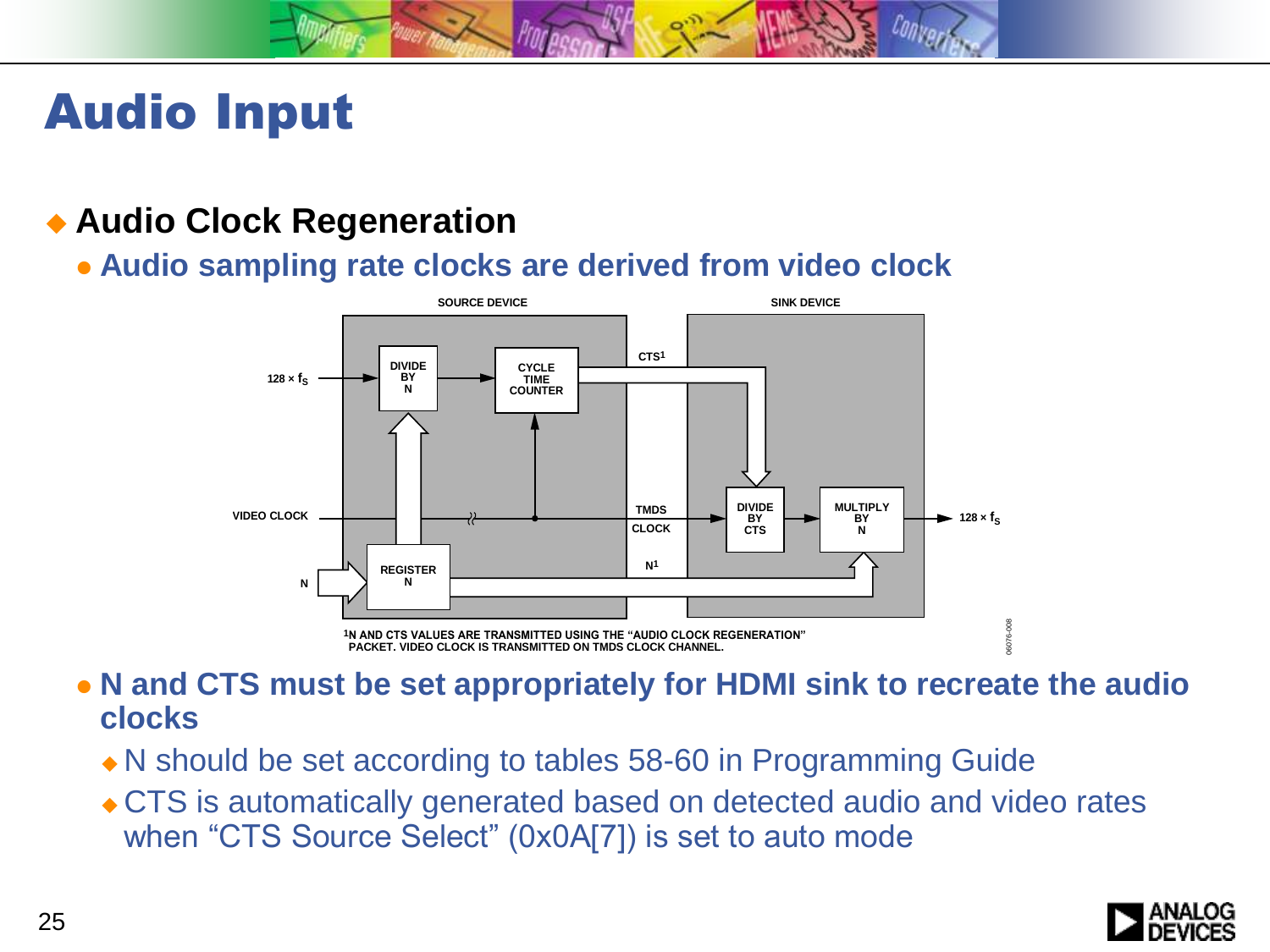# Audio Input

- **Audio Clock Regeneration**
  - **Audio sampling rate clocks are derived from video clock**

[1]N AND CTS VALUES ARE TRANSMITTED USING THE "AUDIO CLOCK REGENERATION" PACKET. VIDEO CLOCK IS TRANSMITTED ON TMDS CLOCK CHANNEL.

  - **N and CTS must be set appropriately for HDMI sink to recreate the audio clocks**
    - N should be set according to tables 58-60 in Programming Guide
    - CTS is automatically generated based on detected audio and video rates when "CTS Source Select" (0x0A[7]) is set to auto mode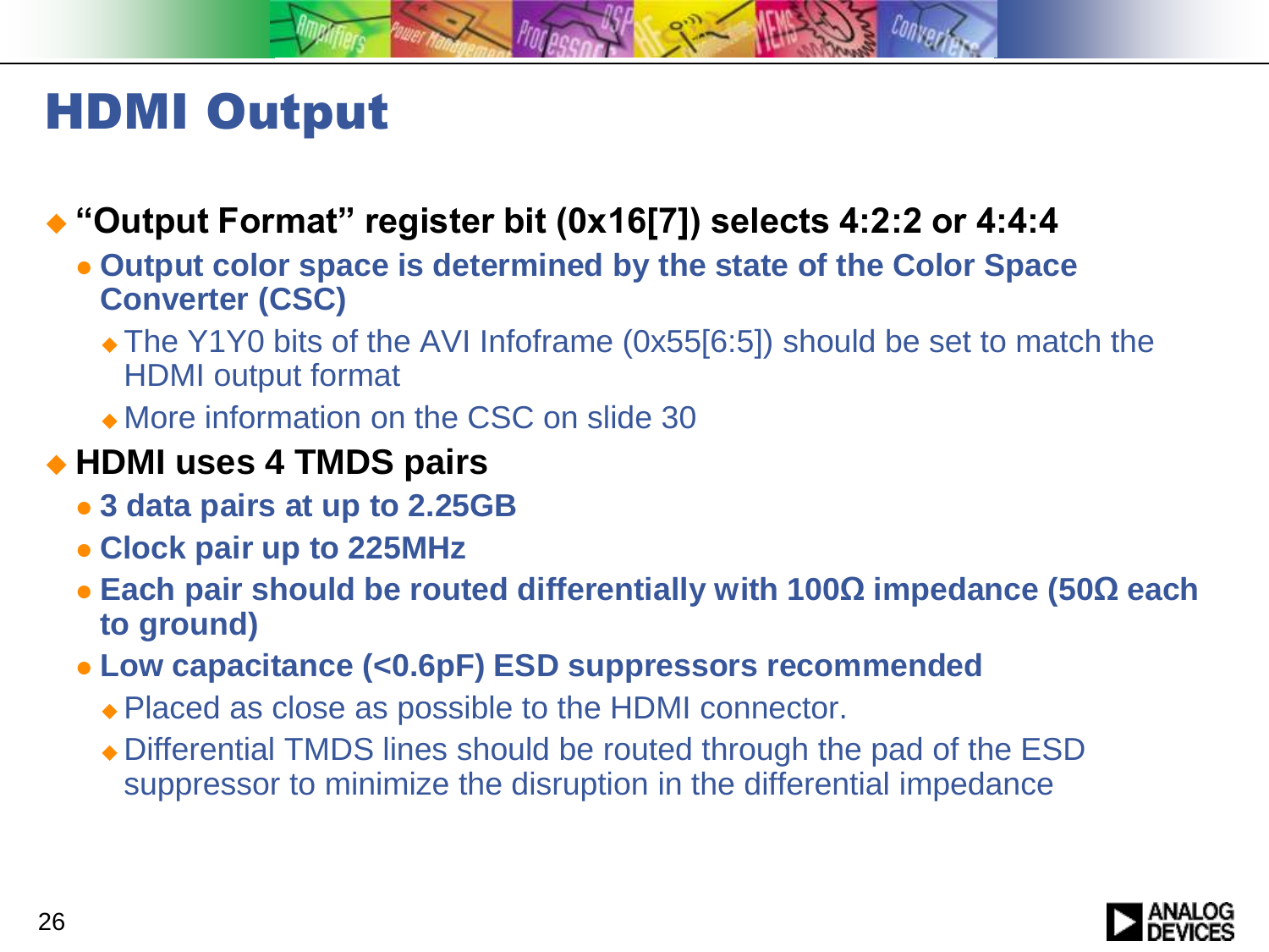# HDMI Output

- **“Output Format” register bit (0x16[7]) selects 4:2:2 or 4:4:4**
  - **Output color space is determined by the state of the Color Space Converter (CSC)**
    - The Y1Y0 bits of the AVI Infoframe (0x55[6:5]) should be set to match the HDMI output format
    - More information on the CSC on slide 30
- **HDMI uses 4 TMDS pairs**
  - **3 data pairs at up to 2.25GB**
  - **Clock pair up to 225MHz**
  - **Each pair should be routed differentially with 100Ω impedance (50Ω each to ground)**
  - **Low capacitance (<0.6pF) ESD suppressors recommended**
    - Placed as close as possible to the HDMI connector.
    - Differential TMDS lines should be routed through the pad of the ESD suppressor to minimize the disruption in the differential impedance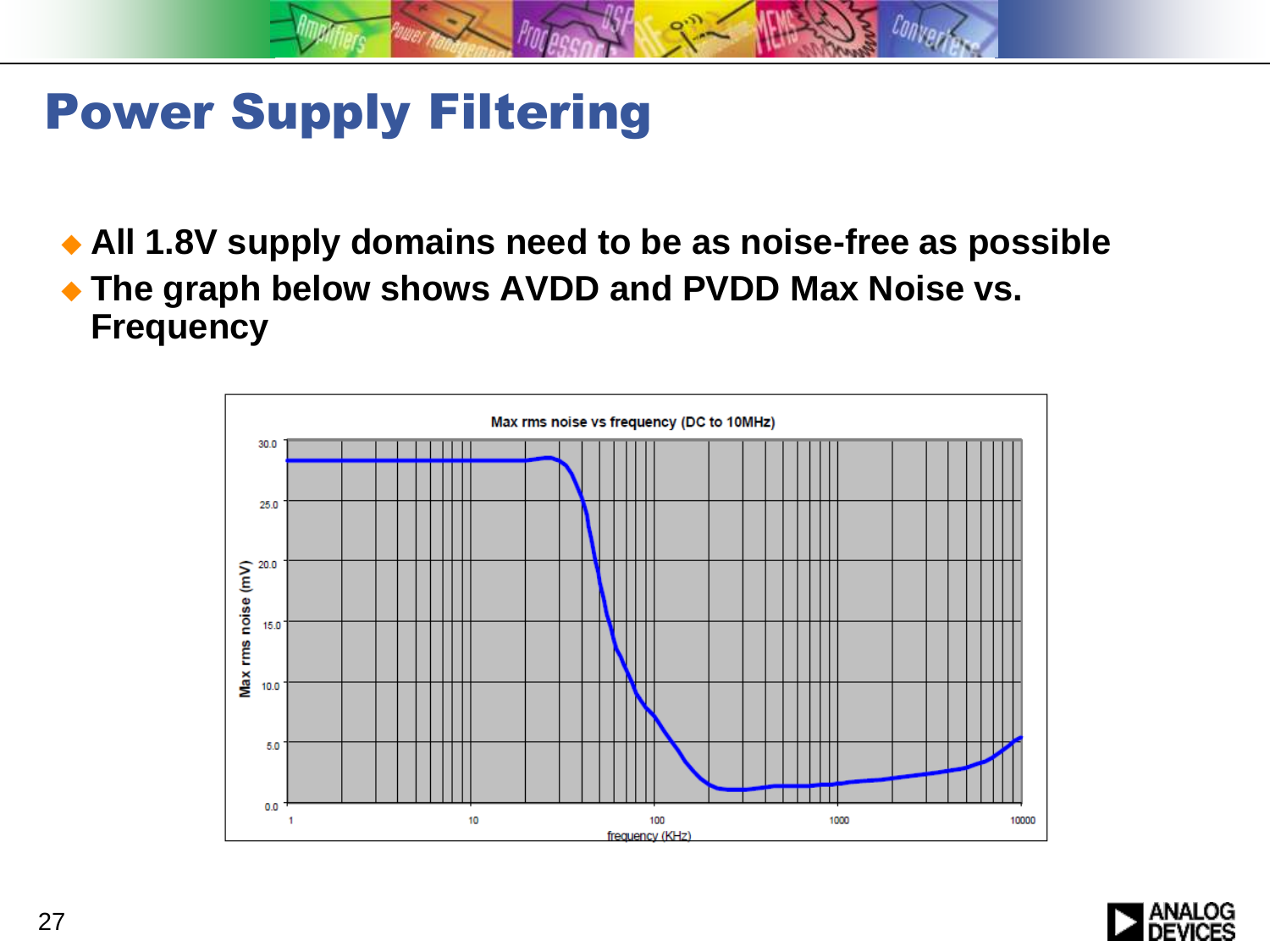# Power Supply Filtering

- All 1.8V supply domains need to be as noise-free as possible
- The graph below shows AVDD and PVDD Max Noise vs. Frequency

Max rms noise vs frequency (DC to 10MHz)

Max rms noise (mV)

frequency (KHz)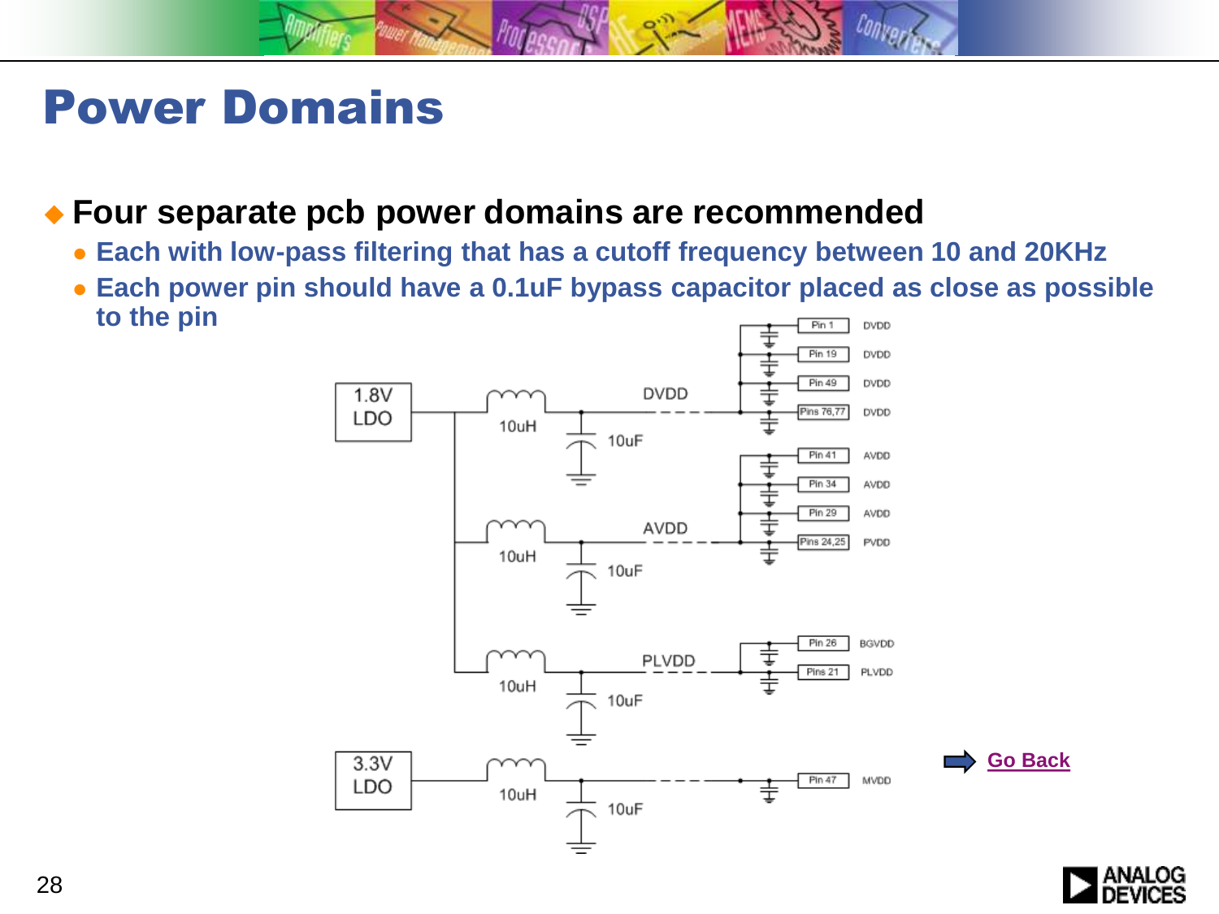# Power Domains

- **Four separate pcb power domains are recommended**
  - **Each with low-pass filtering that has a cutoff frequency between 10 and 20KHz**
  - **Each power pin should have a 0.1uF bypass capacitor placed as close as possible to the pin**

1.8V LDO

10uH

10uF

DVDD

Pin 1 DVDD

Pin 19 DVDD

Pin 49 DVDD

Pins 76,77 DVDD

AVDD

Pin 41 AVDD

Pin 34 AVDD

Pin 29 AVDD

Pins 24,25 PVDD

PLVDD

Pin 26 BGVDD

Pins 21 PLVDD

3.3V LDO

Pin 47 MVDD

Go Back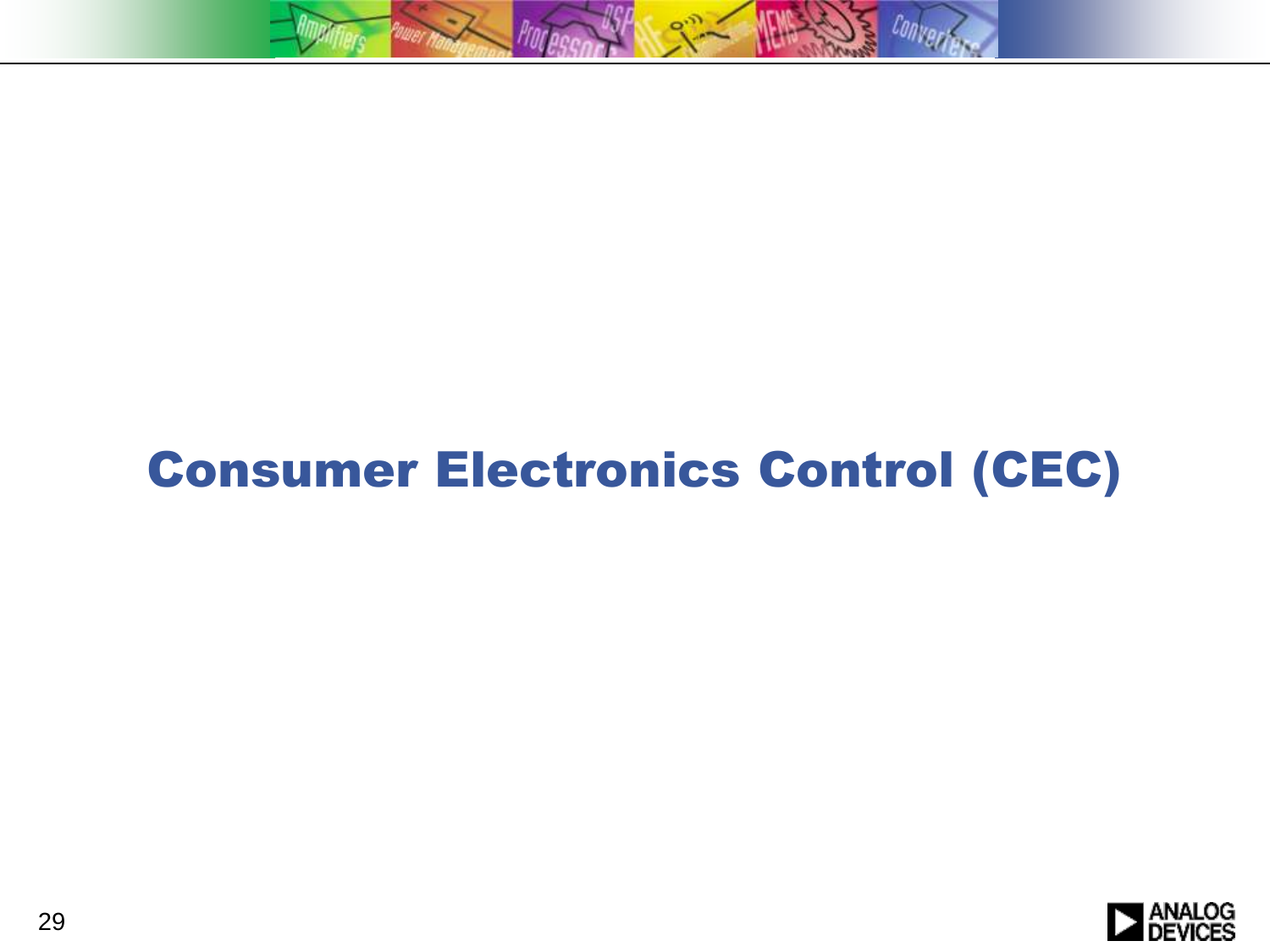# Consumer Electronics Control (CEC)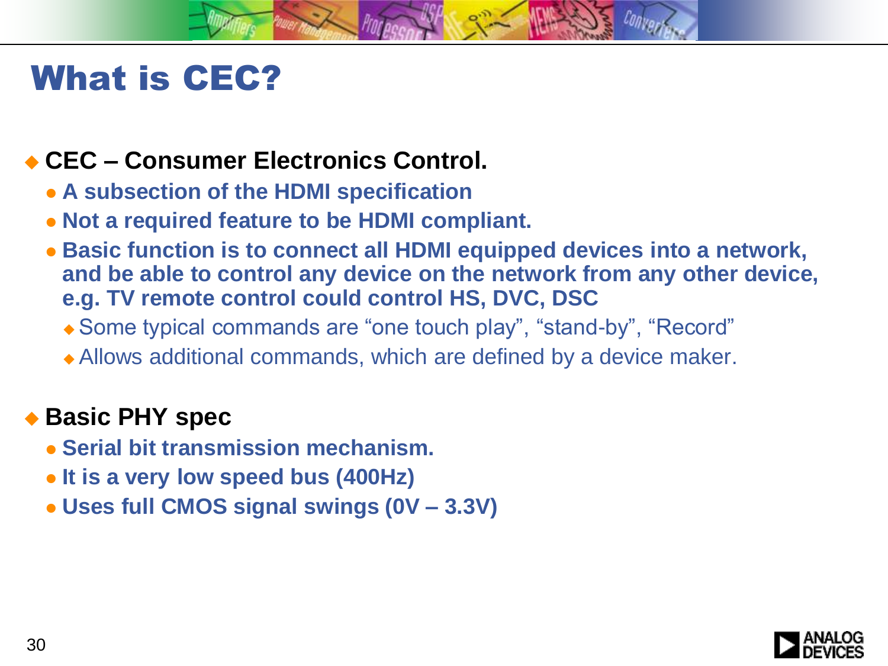# What is CEC?

- **CEC – Consumer Electronics Control.**
  - **A subsection of the HDMI specification**
  - **Not a required feature to be HDMI compliant.**
  - **Basic function is to connect all HDMI equipped devices into a network, and be able to control any device on the network from any other device, e.g. TV remote control could control HS, DVC, DSC**
    - Some typical commands are "one touch play", "stand-by", "Record"
    - Allows additional commands, which are defined by a device maker.

- **Basic PHY spec**
  - **Serial bit transmission mechanism.**
  - **It is a very low speed bus (400Hz)**
  - **Uses full CMOS signal swings (0V – 3.3V)**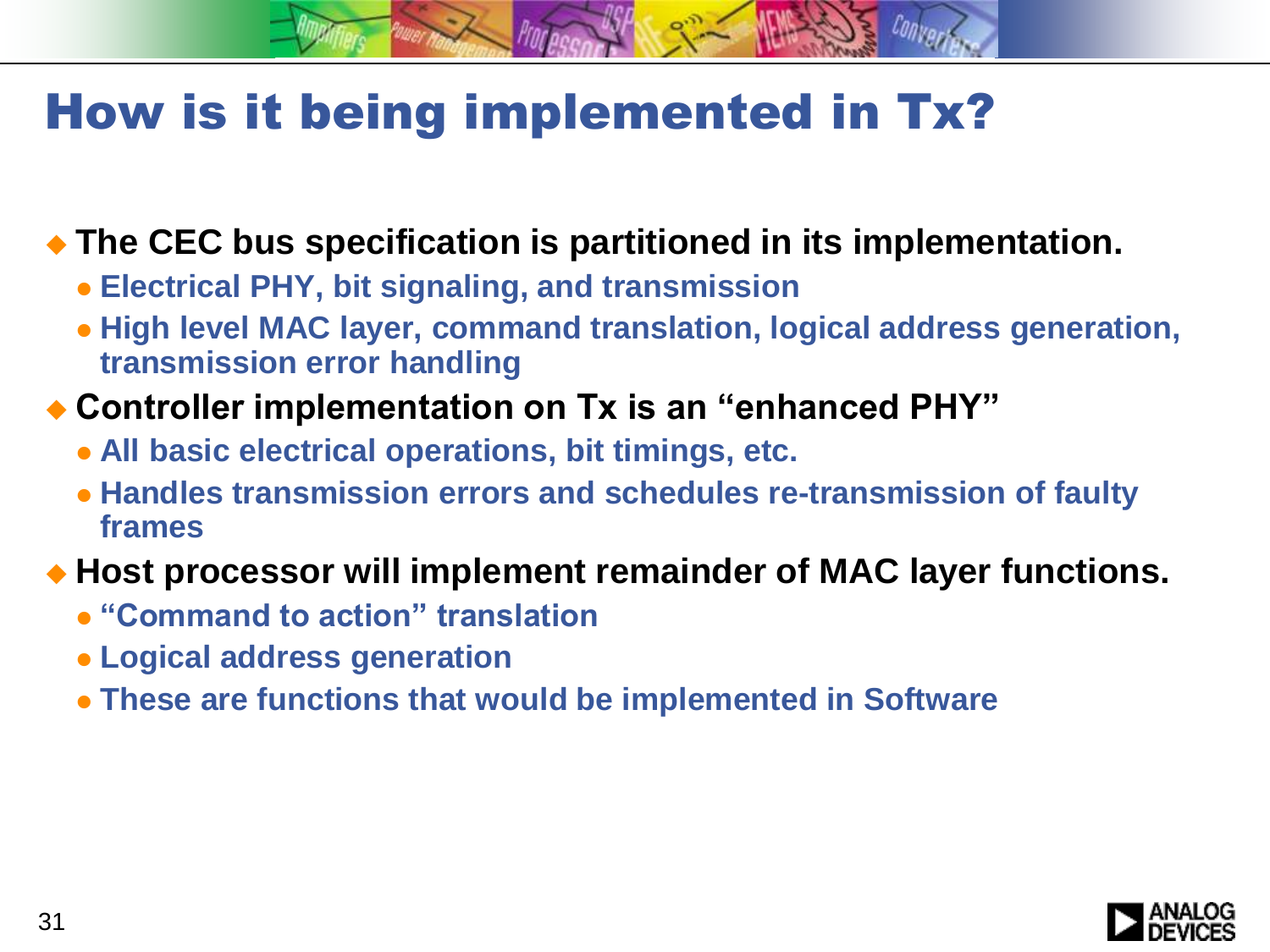# How is it being implemented in Tx?

- **The CEC bus specification is partitioned in its implementation.**
  - **Electrical PHY, bit signaling, and transmission**
  - **High level MAC layer, command translation, logical address generation, transmission error handling**
- **Controller implementation on Tx is an "enhanced PHY"**
  - **All basic electrical operations, bit timings, etc.**
  - **Handles transmission errors and schedules re-transmission of faulty frames**
- **Host processor will implement remainder of MAC layer functions.**
  - **"Command to action" translation**
  - **Logical address generation**
  - **These are functions that would be implemented in Software**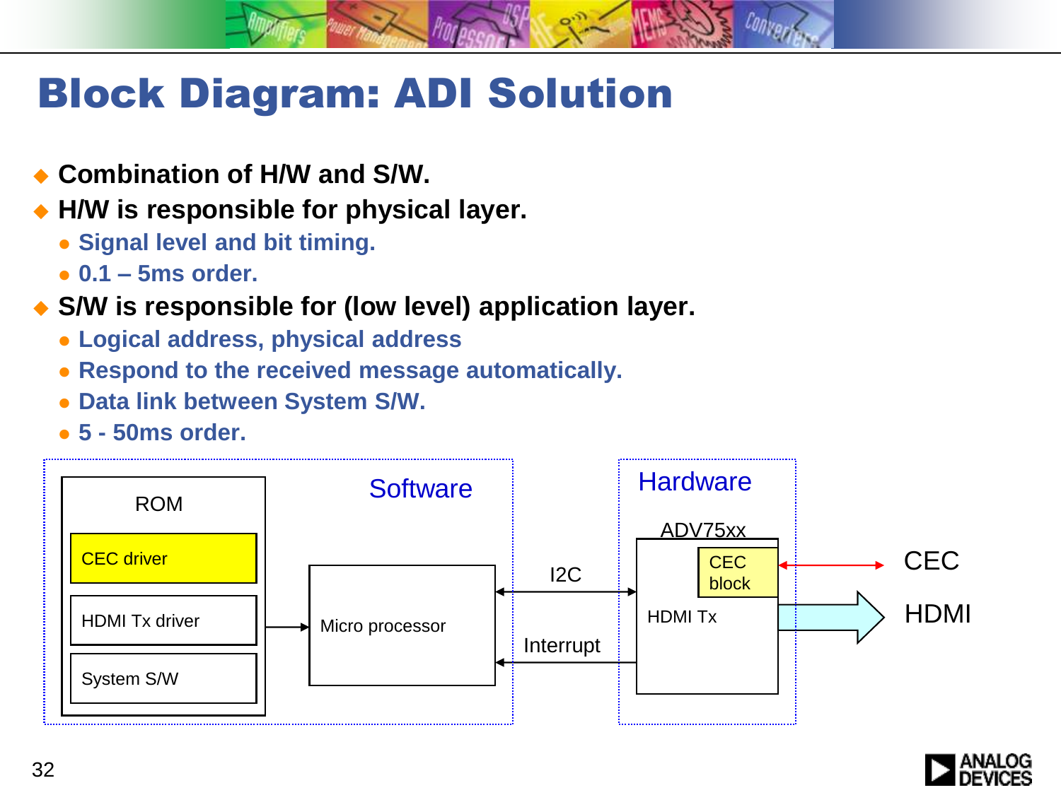# Block Diagram: ADI Solution

- **Combination of H/W and S/W.**
- **H/W is responsible for physical layer.**
  - **Signal level and bit timing.**
  - **0.1 – 5ms order.**
- **S/W is responsible for (low level) application layer.**
  - **Logical address, physical address**
  - **Respond to the received message automatically.**
  - **Data link between System S/W.**
  - **5 - 50ms order.**

Software

ROM

CEC driver

HDMI Tx driver

System S/W

Micro processor

I2C

Interrupt

Hardware

ADV75xx

CEC block

HDMI Tx

CEC

HDMI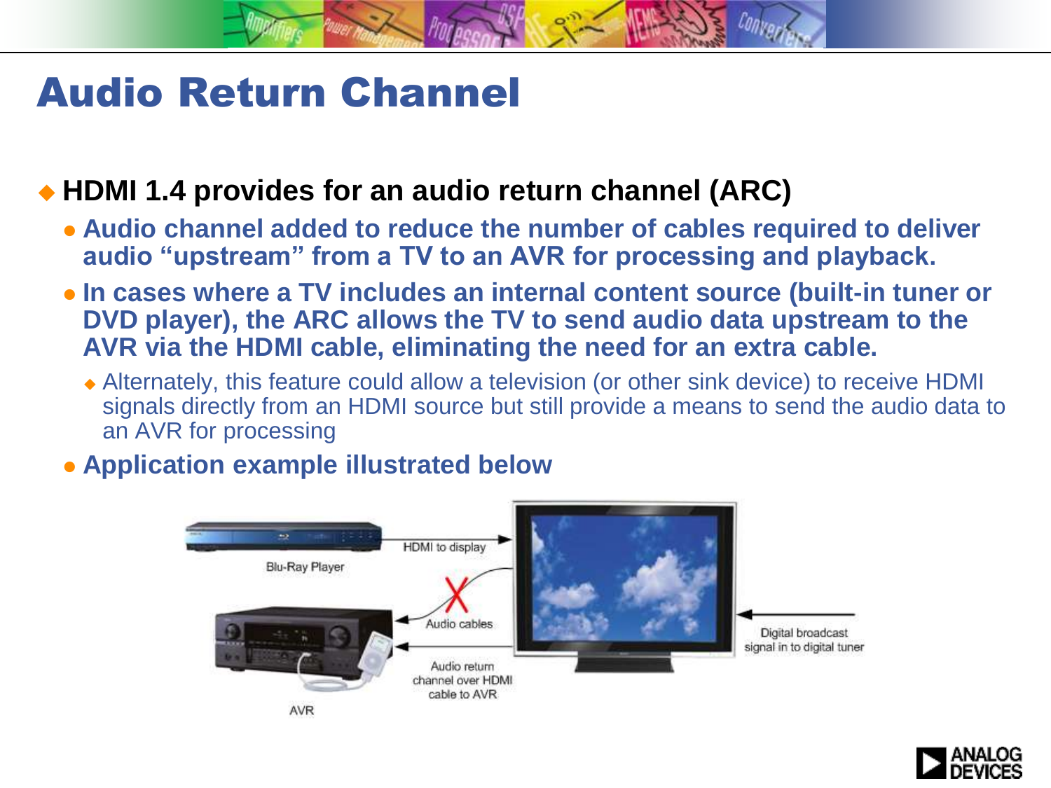# Audio Return Channel

- **HDMI 1.4 provides for an audio return channel (ARC)**
  - **Audio channel added to reduce the number of cables required to deliver audio "upstream" from a TV to an AVR for processing and playback.**
  - **In cases where a TV includes an internal content source (built-in tuner or DVD player), the ARC allows the TV to send audio data upstream to the AVR via the HDMI cable, eliminating the need for an extra cable.**
    - Alternately, this feature could allow a television (or other sink device) to receive HDMI signals directly from an HDMI source but still provide a means to send the audio data to an AVR for processing
  - **Application example illustrated below**

Blu-Ray Player

HDMI to display

Audio cables

Audio return channel over HDMI cable to AVR

Digital broadcast signal in to digital tuner

AVR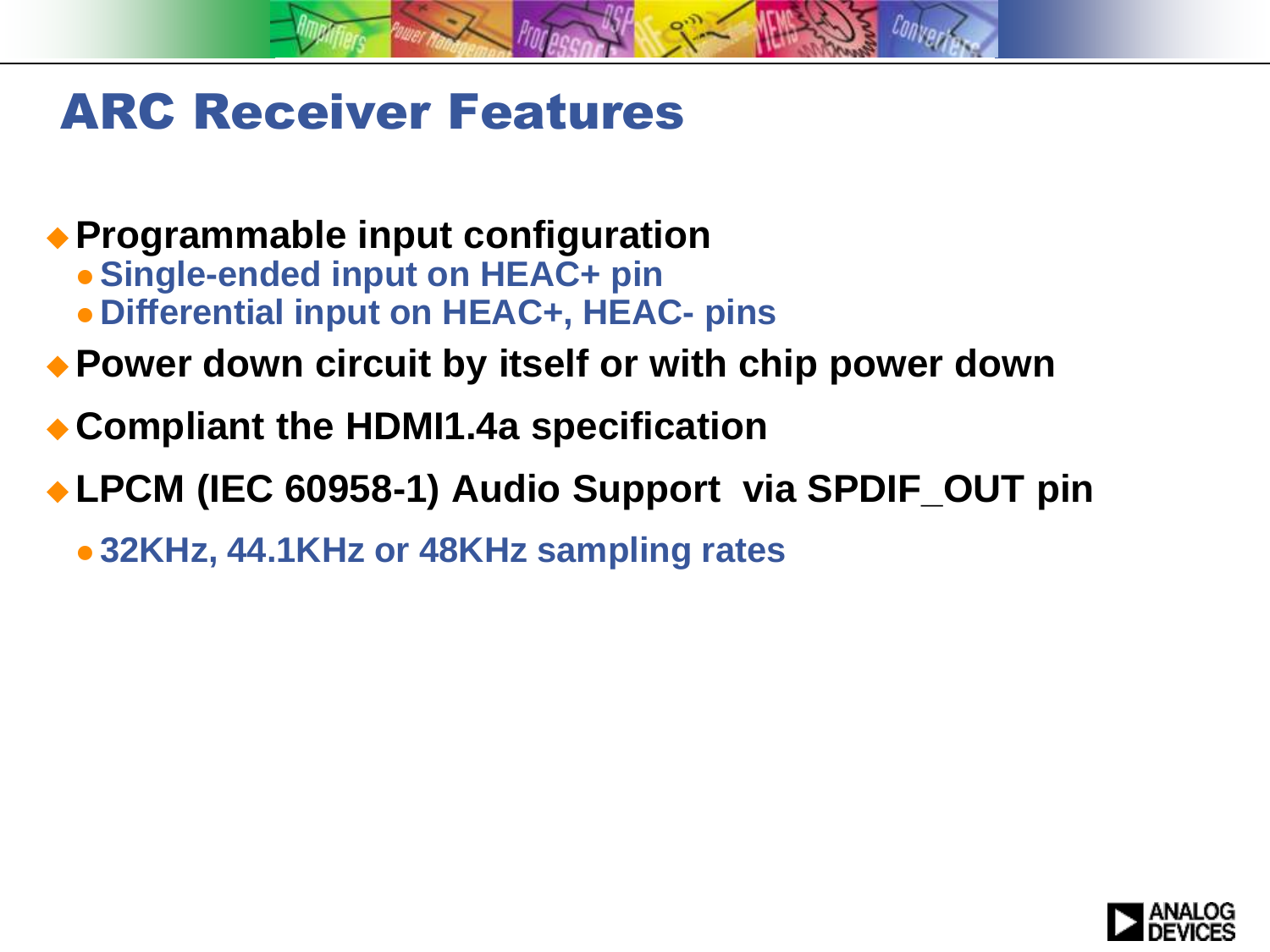# ARC Receiver Features

- **Programmable input configuration**
  - **Single-ended input on HEAC+ pin**
  - **Differential input on HEAC+, HEAC- pins**
- **Power down circuit by itself or with chip power down**
- **Compliant the HDMI1.4a specification**
- **LPCM (IEC 60958-1) Audio Support via SPDIF_OUT pin**
  - **32KHz, 44.1KHz or 48KHz sampling rates**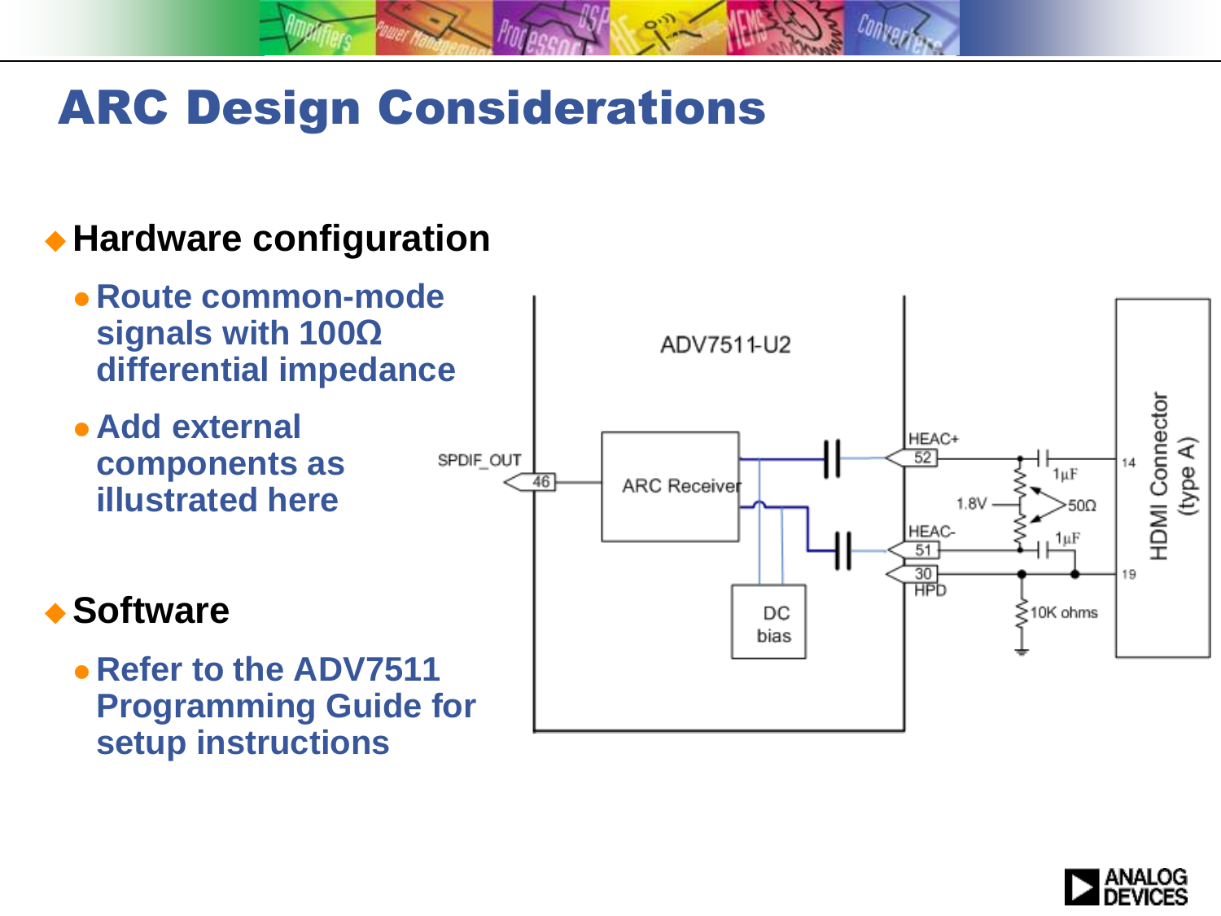# ARC Design Considerations

- **Hardware configuration**
  - **Route common-mode signals with 100Ω differential impedance**
  - **Add external components as illustrated here**
- **Software**
  - **Refer to the ADV7511 Programming Guide for setup instructions**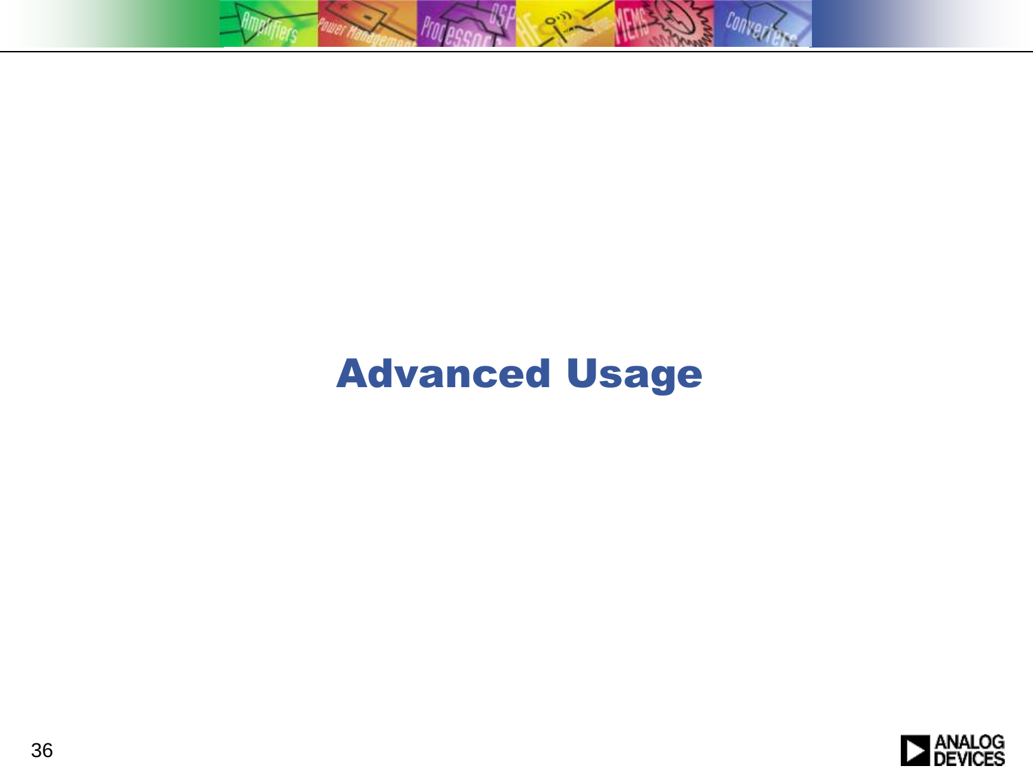# Advanced Usage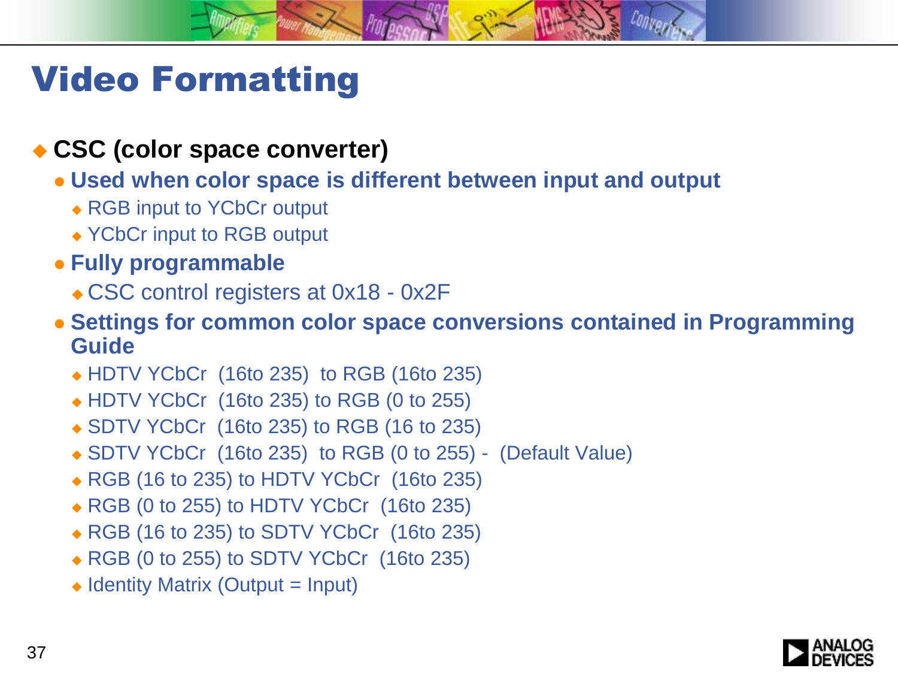# Video Formatting

- **CSC (color space converter)**
  - **Used when color space is different between input and output**
    - RGB input to YCbCr output
    - YCbCr input to RGB output
  - **Fully programmable**
    - CSC control registers at 0x18 - 0x2F
  - **Settings for common color space conversions contained in Programming Guide**
    - HDTV YCbCr (16to 235) to RGB (16to 235)
    - HDTV YCbCr (16to 235) to RGB (0 to 255)
    - SDTV YCbCr (16to 235) to RGB (16 to 235)
    - SDTV YCbCr (16to 235) to RGB (0 to 255) - (Default Value)
    - RGB (16 to 235) to HDTV YCbCr (16to 235)
    - RGB (0 to 255) to HDTV YCbCr (16to 235)
    - RGB (16 to 235) to SDTV YCbCr (16to 235)
    - RGB (0 to 255) to SDTV YCbCr (16to 235)
    - Identity Matrix (Output = Input)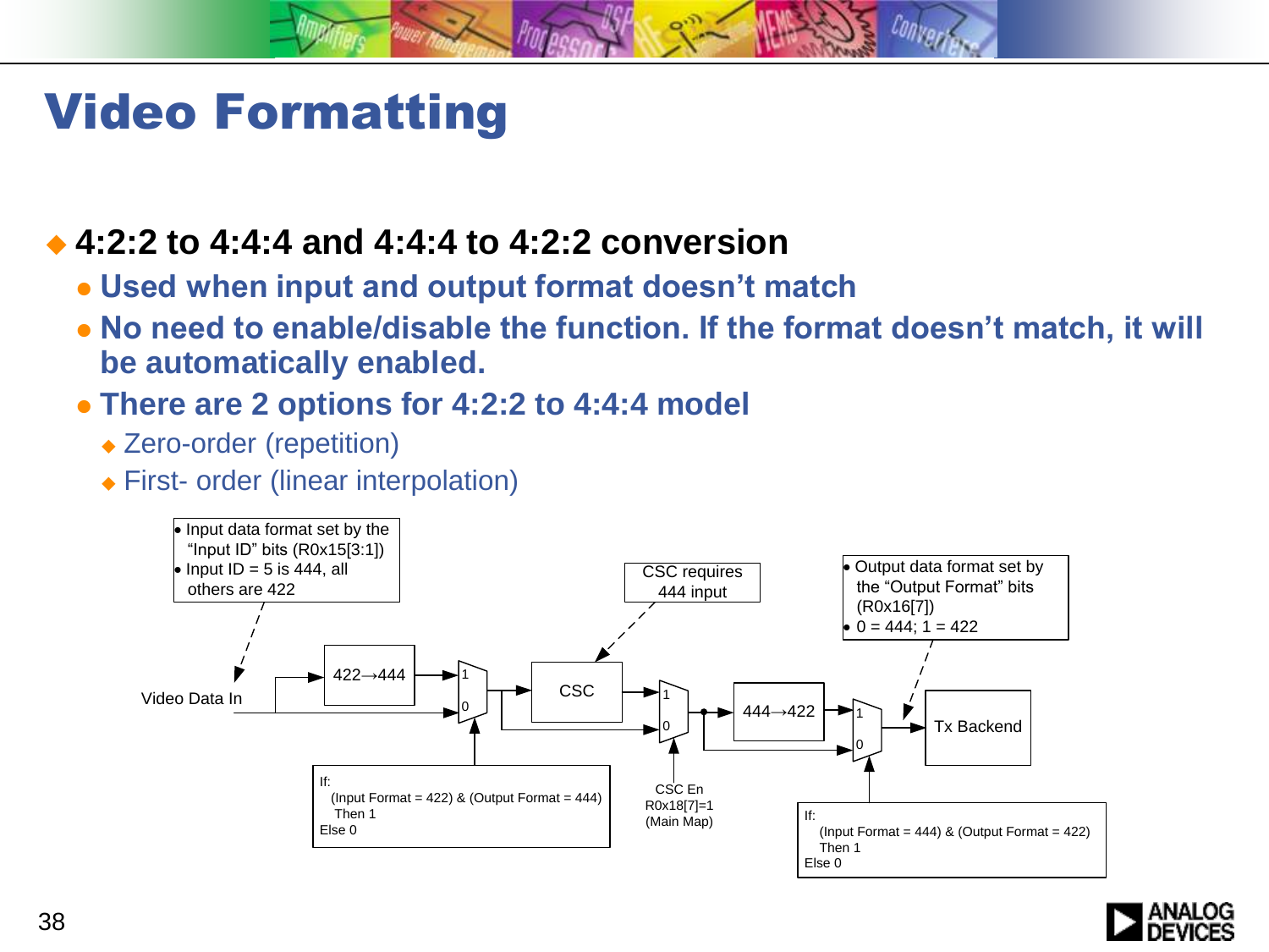# Video Formatting

- **4:2:2 to 4:4:4 and 4:4:4 to 4:2:2 conversion**
  - **Used when input and output format doesn't match**
  - **No need to enable/disable the function. If the format doesn't match, it will be automatically enabled.**
  - **There are 2 options for 4:2:2 to 4:4:4 model**
    - Zero-order (repetition)
    - First- order (linear interpolation)

- Input data format set by the "Input ID" bits (R0x15[3:1])
- Input ID = 5 is 444, all others are 422

CSC requires 444 input

- Output data format set by the "Output Format" bits (R0x16[7])
- 0 = 444; 1 = 422

Video Data In → 422→444 → 1 / 0 → CSC → 1 / 0 → 444→422 → 1 / 0 → Tx Backend

If:
(Input Format = 422) & (Output Format = 444)
Then 1
Else 0

CSC En
R0x18[7]=1
(Main Map)

If:
(Input Format = 444) & (Output Format = 422)
Then 1
Else 0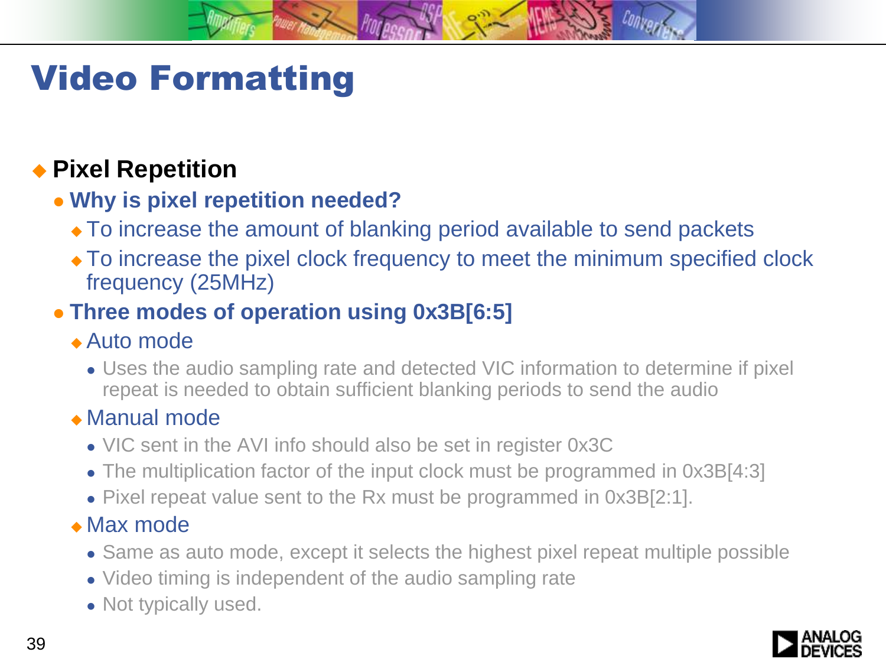# Video Formatting

- **Pixel Repetition**
  - **Why is pixel repetition needed?**
    - To increase the amount of blanking period available to send packets
    - To increase the pixel clock frequency to meet the minimum specified clock frequency (25MHz)
  - **Three modes of operation using 0x3B[6:5]**
    - Auto mode
      - Uses the audio sampling rate and detected VIC information to determine if pixel repeat is needed to obtain sufficient blanking periods to send the audio
    - Manual mode
      - VIC sent in the AVI info should also be set in register 0x3C
      - The multiplication factor of the input clock must be programmed in 0x3B[4:3]
      - Pixel repeat value sent to the Rx must be programmed in 0x3B[2:1].
    - Max mode
      - Same as auto mode, except it selects the highest pixel repeat multiple possible
      - Video timing is independent of the audio sampling rate
      - Not typically used.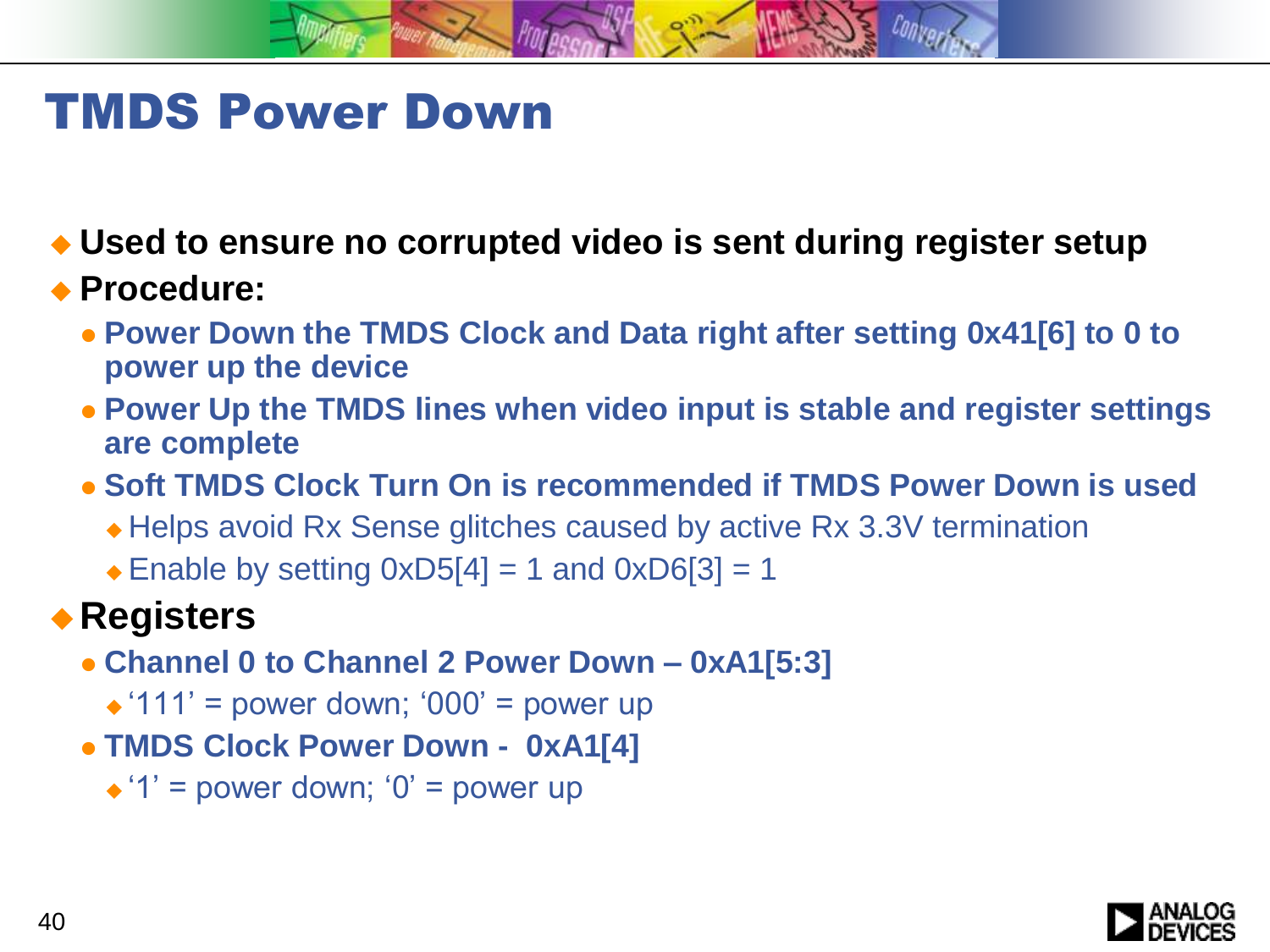# TMDS Power Down

- **Used to ensure no corrupted video is sent during register setup**
- **Procedure:**
  - **Power Down the TMDS Clock and Data right after setting 0x41[6] to 0 to power up the device**
  - **Power Up the TMDS lines when video input is stable and register settings are complete**
  - **Soft TMDS Clock Turn On is recommended if TMDS Power Down is used**
    - Helps avoid Rx Sense glitches caused by active Rx 3.3V termination
    - Enable by setting 0xD5[4] = 1 and 0xD6[3] = 1
- **Registers**
  - **Channel 0 to Channel 2 Power Down – 0xA1[5:3]**
    - '111' = power down; '000' = power up
  - **TMDS Clock Power Down - 0xA1[4]**
    - '1' = power down; '0' = power up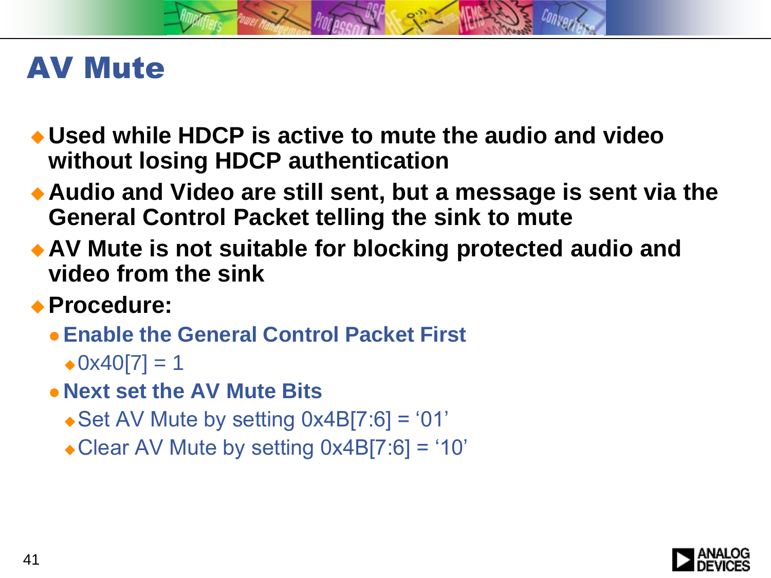# AV Mute

- **Used while HDCP is active to mute the audio and video without losing HDCP authentication**
- **Audio and Video are still sent, but a message is sent via the General Control Packet telling the sink to mute**
- **AV Mute is not suitable for blocking protected audio and video from the sink**
- **Procedure:**
  - **Enable the General Control Packet First**
    - 0x40[7] = 1
  - **Next set the AV Mute Bits**
    - Set AV Mute by setting 0x4B[7:6] = ‘01’
    - Clear AV Mute by setting 0x4B[7:6] = ‘10’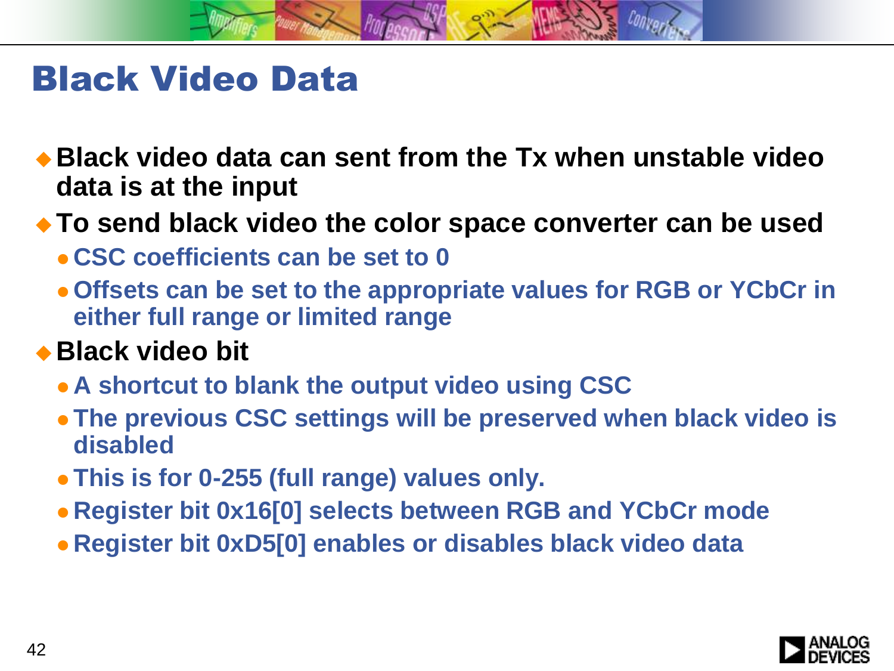# Black Video Data

- Black video data can sent from the Tx when unstable video data is at the input
- To send black video the color space converter can be used
  - CSC coefficients can be set to 0
  - Offsets can be set to the appropriate values for RGB or YCbCr in either full range or limited range
- Black video bit
  - A shortcut to blank the output video using CSC
  - The previous CSC settings will be preserved when black video is disabled
  - This is for 0-255 (full range) values only.
  - Register bit 0x16[0] selects between RGB and YCbCr mode
  - Register bit 0xD5[0] enables or disables black video data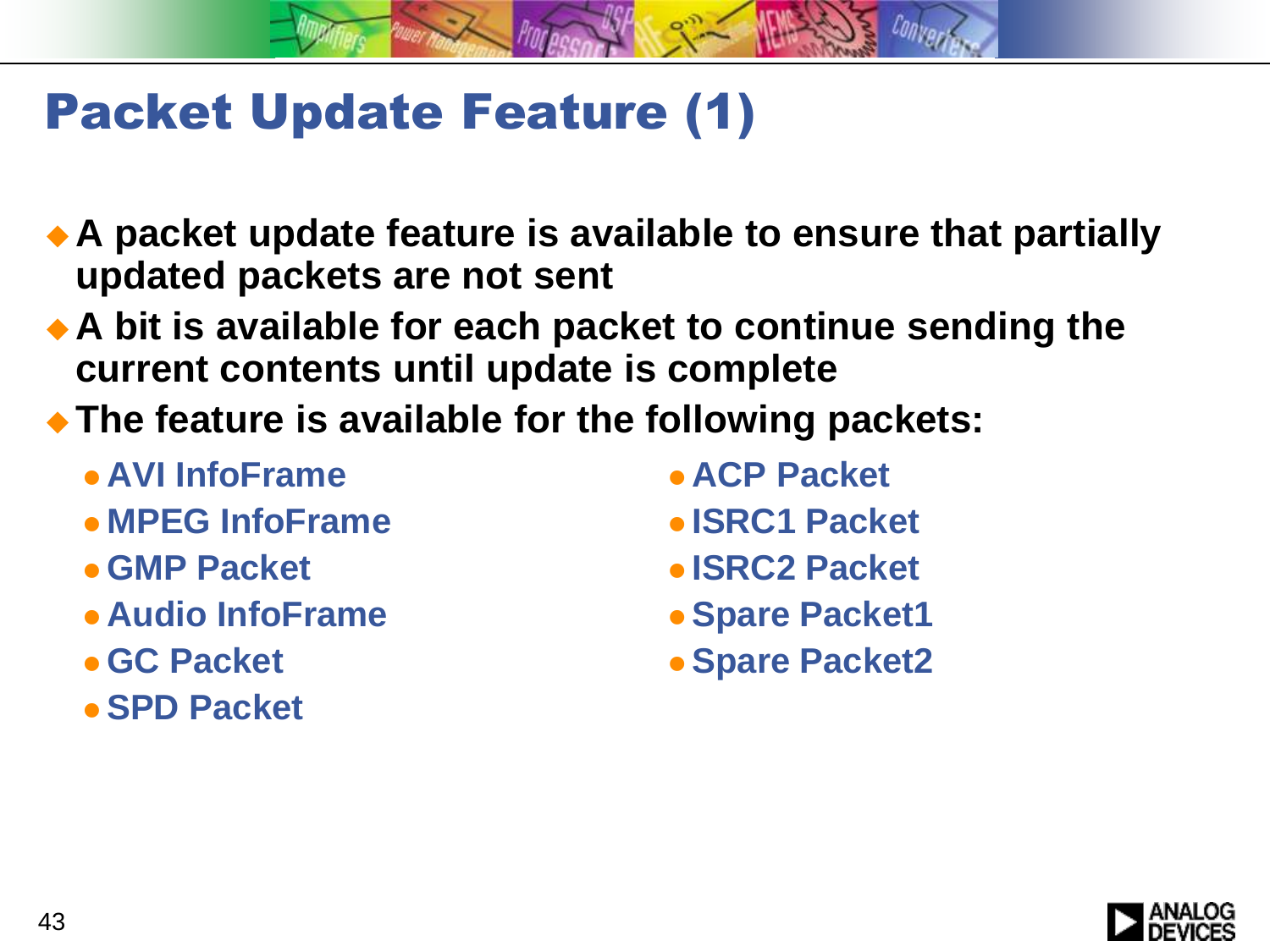# Packet Update Feature (1)

- **A packet update feature is available to ensure that partially updated packets are not sent**
- **A bit is available for each packet to continue sending the current contents until update is complete**
- **The feature is available for the following packets:**
  - **AVI InfoFrame**
  - **MPEG InfoFrame**
  - **GMP Packet**
  - **Audio InfoFrame**
  - **GC Packet**
  - **SPD Packet**
  - **ACP Packet**
  - **ISRC1 Packet**
  - **ISRC2 Packet**
  - **Spare Packet1**
  - **Spare Packet2**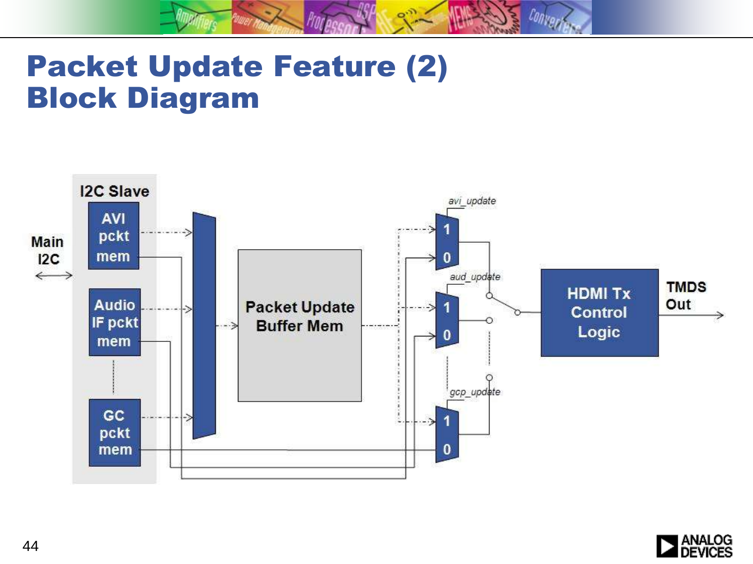# Packet Update Feature (2)
# Block Diagram

I2C Slave

Main I2C

AVI pckt mem

Audio IF pckt mem

GC pckt mem

Packet Update Buffer Mem

avi_update

aud_update

gcp_update

1

0

1

0

1

0

HDMI Tx Control Logic

TMDS Out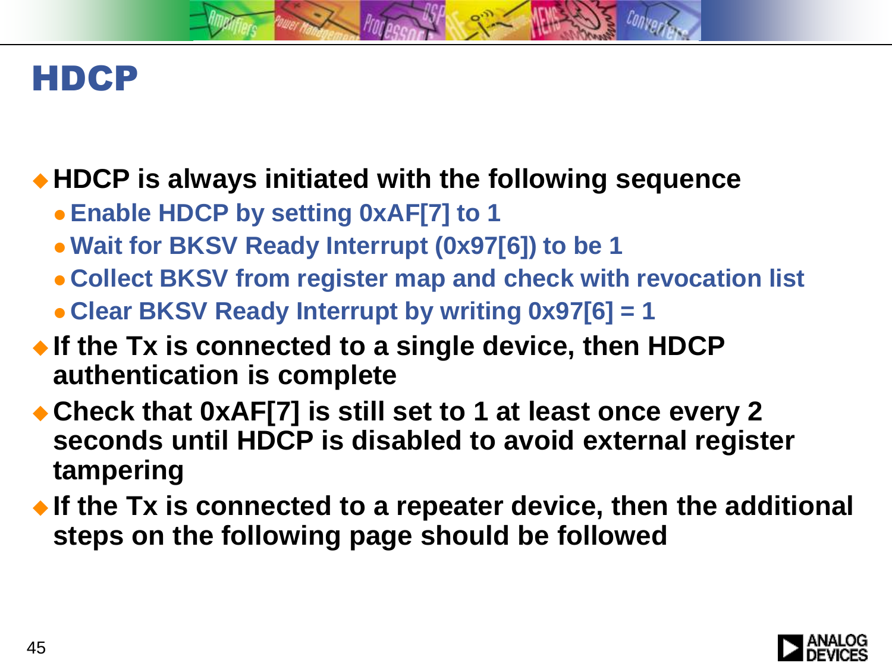# HDCP

- **HDCP is always initiated with the following sequence**
  - **Enable HDCP by setting 0xAF[7] to 1**
  - **Wait for BKSV Ready Interrupt (0x97[6]) to be 1**
  - **Collect BKSV from register map and check with revocation list**
  - **Clear BKSV Ready Interrupt by writing 0x97[6] = 1**
- **If the Tx is connected to a single device, then HDCP authentication is complete**
- **Check that 0xAF[7] is still set to 1 at least once every 2 seconds until HDCP is disabled to avoid external register tampering**
- **If the Tx is connected to a repeater device, then the additional steps on the following page should be followed**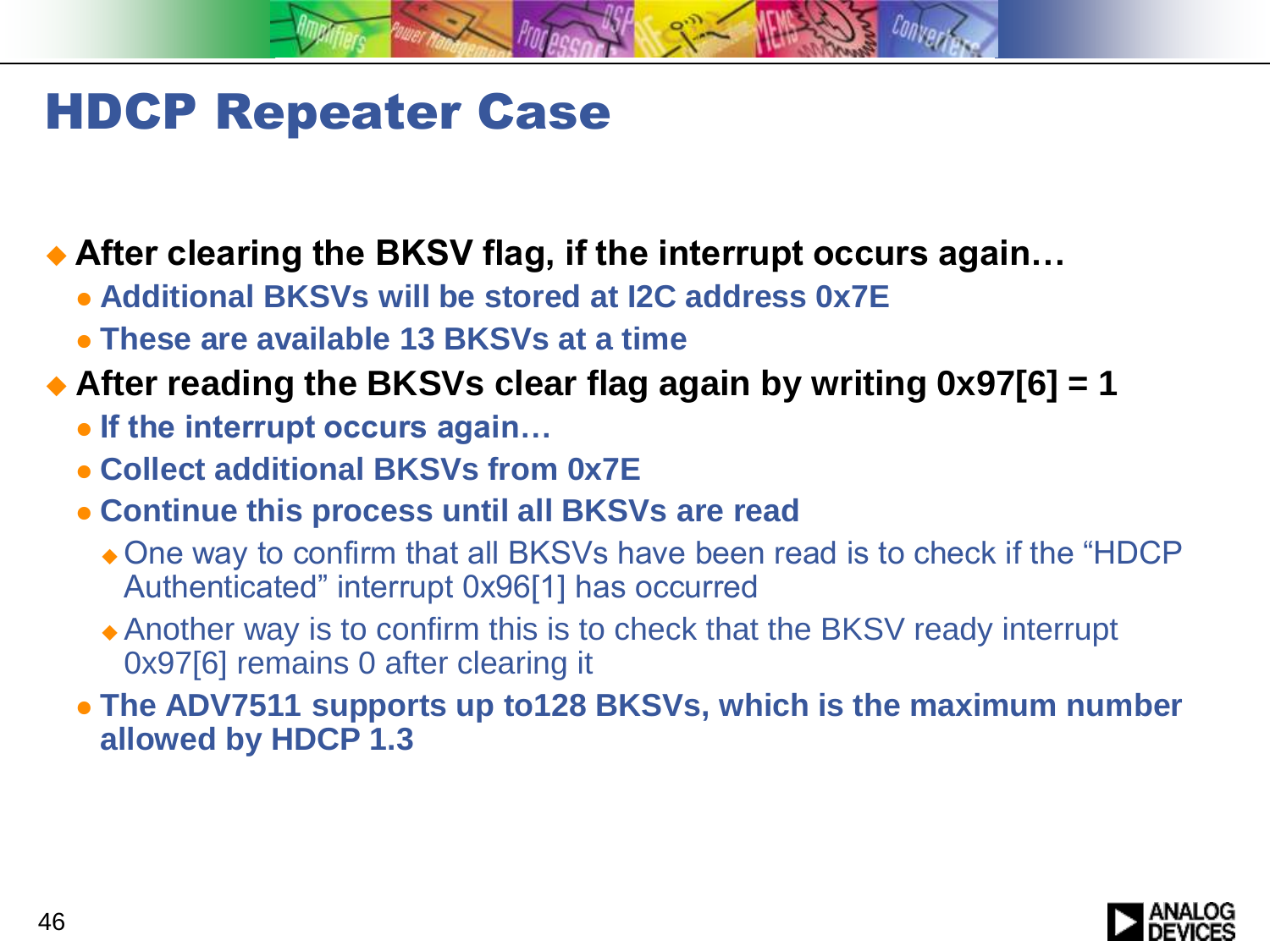# HDCP Repeater Case

- **After clearing the BKSV flag, if the interrupt occurs again…**
  - **Additional BKSVs will be stored at I2C address 0x7E**
  - **These are available 13 BKSVs at a time**
- **After reading the BKSVs clear flag again by writing 0x97[6] = 1**
  - **If the interrupt occurs again…**
  - **Collect additional BKSVs from 0x7E**
  - **Continue this process until all BKSVs are read**
    - One way to confirm that all BKSVs have been read is to check if the "HDCP Authenticated" interrupt 0x96[1] has occurred
    - Another way is to confirm this is to check that the BKSV ready interrupt 0x97[6] remains 0 after clearing it
  - **The ADV7511 supports up to128 BKSVs, which is the maximum number allowed by HDCP 1.3**